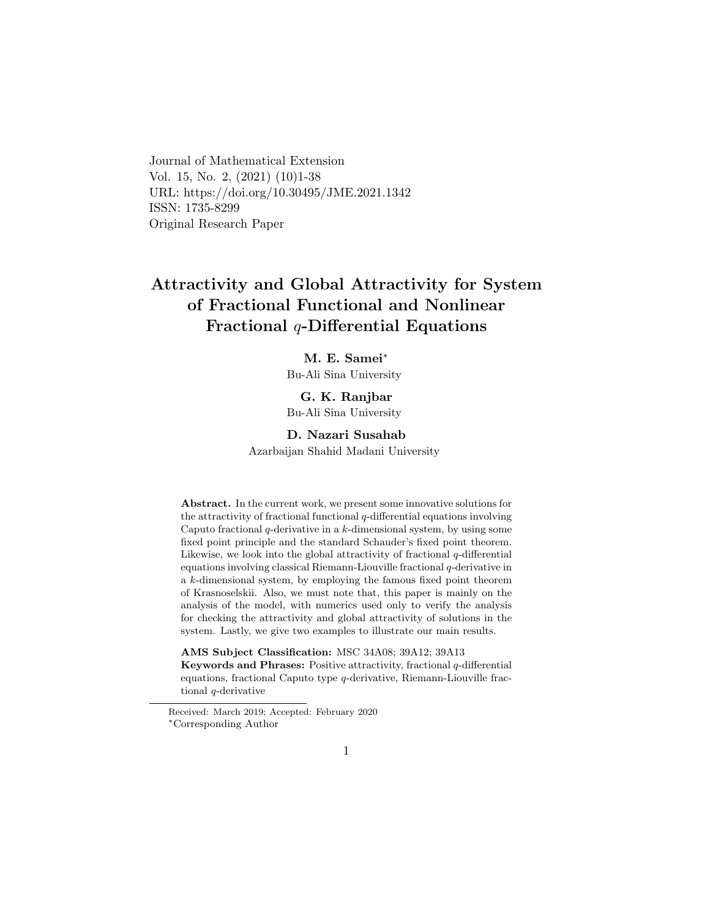Journal of Mathematical Extension
Vol. 15, No. 2, (2021) (10)1-38
URL: https://doi.org/10.30495/JME.2021.1342
ISSN: 1735-8299
Original Research Paper

# Attractivity and Global Attractivity for System of Fractional Functional and Nonlinear Fractional $q$-Differential Equations

**M. E. Samei**[*]
Bu-Ali Sina University

**G. K. Ranjbar**
Bu-Ali Sina University

**D. Nazari Susahab**
Azarbaijan Shahid Madani University

**Abstract.** In the current work, we present some innovative solutions for the attractivity of fractional functional $q$-differential equations involving Caputo fractional $q$-derivative in a $k$-dimensional system, by using some fixed point principle and the standard Schauder's fixed point theorem. Likewise, we look into the global attractivity of fractional $q$-differential equations involving classical Riemann-Liouville fractional $q$-derivative in a $k$-dimensional system, by employing the famous fixed point theorem of Krasnoselskii. Also, we must note that, this paper is mainly on the analysis of the model, with numerics used only to verify the analysis for checking the attractivity and global attractivity of solutions in the system. Lastly, we give two examples to illustrate our main results.

**AMS Subject Classification:** MSC 34A08; 39A12; 39A13
**Keywords and Phrases:** Positive attractivity, fractional $q$-differential equations, fractional Caputo type $q$-derivative, Riemann-Liouville fractional $q$-derivative

Received: March 2019; Accepted: February 2020
[*]Corresponding Author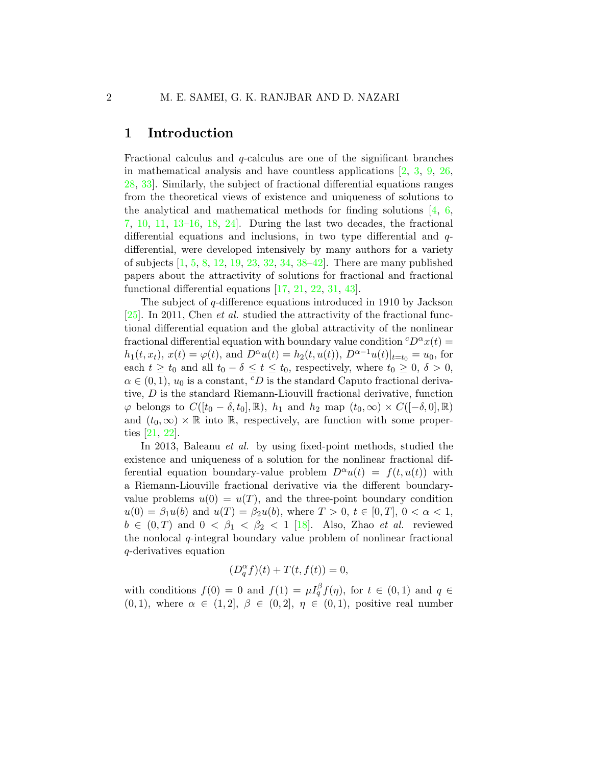# 1 Introduction

Fractional calculus and $q$-calculus are one of the significant branches in mathematical analysis and have countless applications [2, 3, 9, 26, 28, 33]. Similarly, the subject of fractional differential equations ranges from the theoretical views of existence and uniqueness of solutions to the analytical and mathematical methods for finding solutions [4, 6, 7, 10, 11, 13–16, 18, 24]. During the last two decades, the fractional differential equations and inclusions, in two type differential and $q$-differential, were developed intensively by many authors for a variety of subjects [1, 5, 8, 12, 19, 23, 32, 34, 38–42]. There are many published papers about the attractivity of solutions for fractional and fractional functional differential equations [17, 21, 22, 31, 43].

The subject of $q$-difference equations introduced in 1910 by Jackson [25]. In 2011, Chen *et al.* studied the attractivity of the fractional functional differential equation and the global attractivity of the nonlinear fractional differential equation with boundary value condition ${}^{c}D^{\alpha}x(t) = h_1(t, x_t)$, $x(t) = \varphi(t)$, and $D^{\alpha}u(t) = h_2(t, u(t))$, $D^{\alpha-1}u(t)|_{t=t_0} = u_0$, for each $t \geq t_0$ and all $t_0 - \delta \leq t \leq t_0$, respectively, where $t_0 \geq 0$, $\delta > 0$, $\alpha \in (0, 1)$, $u_0$ is a constant, ${}^{c}D$ is the standard Caputo fractional derivative, $D$ is the standard Riemann-Liouvill fractional derivative, function $\varphi$ belongs to $C([t_0 - \delta, t_0], \mathbb{R})$, $h_1$ and $h_2$ map $(t_0, \infty) \times C([-\delta, 0], \mathbb{R})$ and $(t_0, \infty) \times \mathbb{R}$ into $\mathbb{R}$, respectively, are function with some properties [21, 22].

In 2013, Baleanu *et al.* by using fixed-point methods, studied the existence and uniqueness of a solution for the nonlinear fractional differential equation boundary-value problem $D^{\alpha}u(t) = f(t, u(t))$ with a Riemann-Liouville fractional derivative via the different boundary-value problems $u(0) = u(T)$, and the three-point boundary condition $u(0) = \beta_1 u(b)$ and $u(T) = \beta_2 u(b)$, where $T > 0$, $t \in [0, T]$, $0 < \alpha < 1$, $b \in (0, T)$ and $0 < \beta_1 < \beta_2 < 1$ [18]. Also, Zhao *et al.* reviewed the nonlocal $q$-integral boundary value problem of nonlinear fractional $q$-derivatives equation

$$(D_q^{\alpha} f)(t) + T(t, f(t)) = 0,$$

with conditions $f(0) = 0$ and $f(1) = \mu I_q^{\beta} f(\eta)$, for $t \in (0, 1)$ and $q \in (0, 1)$, where $\alpha \in (1, 2]$, $\beta \in (0, 2]$, $\eta \in (0, 1)$, positive real number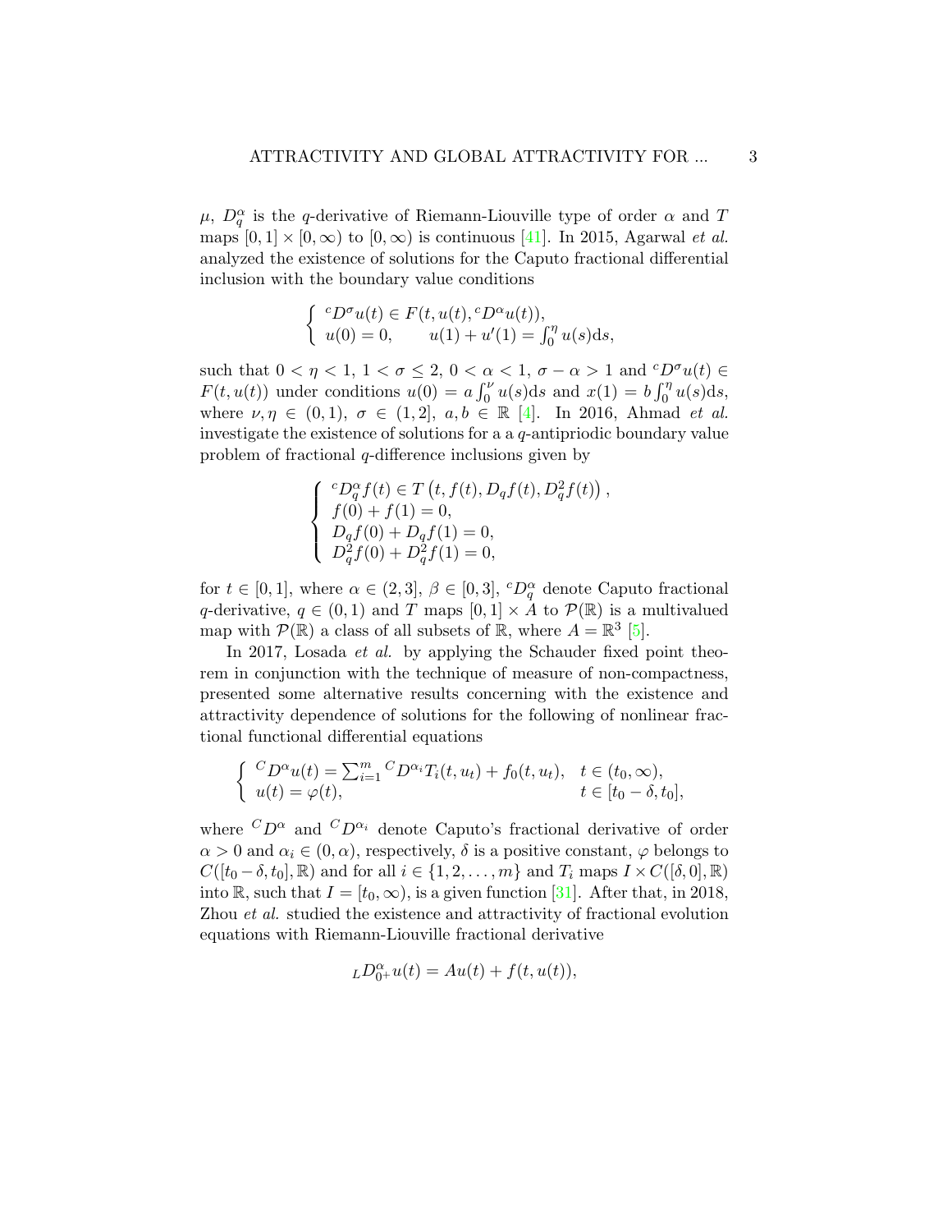$\mu$, $D_q^\alpha$ is the $q$-derivative of Riemann-Liouville type of order $\alpha$ and $T$ maps $[0,1] \times [0,\infty)$ to $[0,\infty)$ is continuous [41]. In 2015, Agarwal *et al.* analyzed the existence of solutions for the Caputo fractional differential inclusion with the boundary value conditions

$$
\begin{cases}
{}^cD^\sigma u(t) \in F(t, u(t), {}^cD^\alpha u(t)), \\
u(0) = 0, \qquad u(1) + u'(1) = \int_0^\eta u(s)\mathrm{d}s,
\end{cases}
$$

such that $0 < \eta < 1$, $1 < \sigma \leq 2$, $0 < \alpha < 1$, $\sigma - \alpha > 1$ and ${}^cD^\sigma u(t) \in F(t, u(t))$ under conditions $u(0) = a\int_0^\nu u(s)\mathrm{d}s$ and $x(1) = b\int_0^\eta u(s)\mathrm{d}s$, where $\nu, \eta \in (0,1)$, $\sigma \in (1,2]$, $a, b \in \mathbb{R}$ [4]. In 2016, Ahmad *et al.* investigate the existence of solutions for a a $q$-antipriodic boundary value problem of fractional $q$-difference inclusions given by

$$
\begin{cases}
{}^cD_q^\alpha f(t) \in T\left(t, f(t), D_q f(t), D_q^2 f(t)\right), \\
f(0) + f(1) = 0, \\
D_q f(0) + D_q f(1) = 0, \\
D_q^2 f(0) + D_q^2 f(1) = 0,
\end{cases}
$$

for $t \in [0,1]$, where $\alpha \in (2,3]$, $\beta \in [0,3]$, ${}^cD_q^\alpha$ denote Caputo fractional $q$-derivative, $q \in (0,1)$ and $T$ maps $[0,1] \times A$ to $\mathcal{P}(\mathbb{R})$ is a multivalued map with $\mathcal{P}(\mathbb{R})$ a class of all subsets of $\mathbb{R}$, where $A = \mathbb{R}^3$ [5].

In 2017, Losada *et al.* by applying the Schauder fixed point theorem in conjunction with the technique of measure of non-compactness, presented some alternative results concerning with the existence and attractivity dependence of solutions for the following of nonlinear fractional functional differential equations

$$
\begin{cases}
{}^CD^\alpha u(t) = \sum_{i=1}^m {}^CD^{\alpha_i} T_i(t, u_t) + f_0(t, u_t), & t \in (t_0, \infty), \\
u(t) = \varphi(t), & t \in [t_0 - \delta, t_0],
\end{cases}
$$

where ${}^CD^\alpha$ and ${}^CD^{\alpha_i}$ denote Caputo's fractional derivative of order $\alpha > 0$ and $\alpha_i \in (0, \alpha)$, respectively, $\delta$ is a positive constant, $\varphi$ belongs to $C([t_0 - \delta, t_0], \mathbb{R})$ and for all $i \in \{1, 2, \ldots, m\}$ and $T_i$ maps $I \times C([\delta, 0], \mathbb{R})$ into $\mathbb{R}$, such that $I = [t_0, \infty)$, is a given function [31]. After that, in 2018, Zhou *et al.* studied the existence and attractivity of fractional evolution equations with Riemann-Liouville fractional derivative

$$
{}_LD_{0^+}^\alpha u(t) = Au(t) + f(t, u(t)),
$$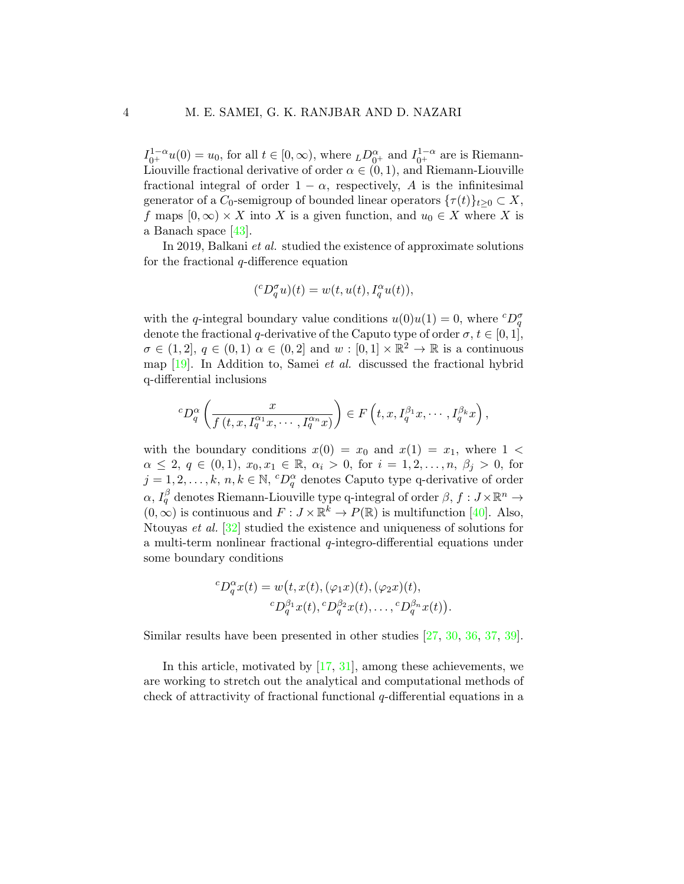$I_{0^+}^{1-\alpha}u(0) = u_0$, for all $t \in [0, \infty)$, where ${}_LD_{0^+}^{\alpha}$ and $I_{0^+}^{1-\alpha}$ are is Riemann-Liouville fractional derivative of order $\alpha \in (0, 1)$, and Riemann-Liouville fractional integral of order $1 - \alpha$, respectively, $A$ is the infinitesimal generator of a $C_0$-semigroup of bounded linear operators $\{\tau(t)\}_{t\geq 0} \subset X$, $f$ maps $[0, \infty) \times X$ into $X$ is a given function, and $u_0 \in X$ where $X$ is a Banach space [43].

In 2019, Balkani *et al.* studied the existence of approximate solutions for the fractional $q$-difference equation

$$({}^cD_q^{\sigma}u)(t) = w(t, u(t), I_q^{\alpha}u(t)),$$

with the $q$-integral boundary value conditions $u(0)u(1) = 0$, where ${}^cD_q^{\sigma}$ denote the fractional $q$-derivative of the Caputo type of order $\sigma$, $t \in [0, 1]$, $\sigma \in (1, 2]$, $q \in (0, 1)$ $\alpha \in (0, 2]$ and $w : [0, 1] \times \mathbb{R}^2 \to \mathbb{R}$ is a continuous map [19]. In Addition to, Samei *et al.* discussed the fractional hybrid q-differential inclusions

$${}^cD_q^{\alpha}\left(\frac{x}{f\left(t, x, I_q^{\alpha_1}x, \cdots, I_q^{\alpha_n}x\right)}\right) \in F\left(t, x, I_q^{\beta_1}x, \cdots, I_q^{\beta_k}x\right),$$

with the boundary conditions $x(0) = x_0$ and $x(1) = x_1$, where $1 < \alpha \leq 2$, $q \in (0, 1)$, $x_0, x_1 \in \mathbb{R}$, $\alpha_i > 0$, for $i = 1, 2, \ldots, n$, $\beta_j > 0$, for $j = 1, 2, \ldots, k$, $n, k \in \mathbb{N}$, ${}^cD_q^{\alpha}$ denotes Caputo type q-derivative of order $\alpha$, $I_q^{\beta}$ denotes Riemann-Liouville type q-integral of order $\beta$, $f : J \times \mathbb{R}^n \to (0, \infty)$ is continuous and $F : J \times \mathbb{R}^k \to P(\mathbb{R})$ is multifunction [40]. Also, Ntouyas *et al.* [32] studied the existence and uniqueness of solutions for a multi-term nonlinear fractional $q$-integro-differential equations under some boundary conditions

$$\begin{aligned}{}^cD_q^{\alpha}x(t) = w\big(&t, x(t), (\varphi_1 x)(t), (\varphi_2 x)(t),\\ &{}^cD_q^{\beta_1}x(t), {}^cD_q^{\beta_2}x(t), \ldots, {}^cD_q^{\beta_n}x(t)\big).\end{aligned}$$

Similar results have been presented in other studies [27, 30, 36, 37, 39].

In this article, motivated by [17, 31], among these achievements, we are working to stretch out the analytical and computational methods of check of attractivity of fractional functional $q$-differential equations in a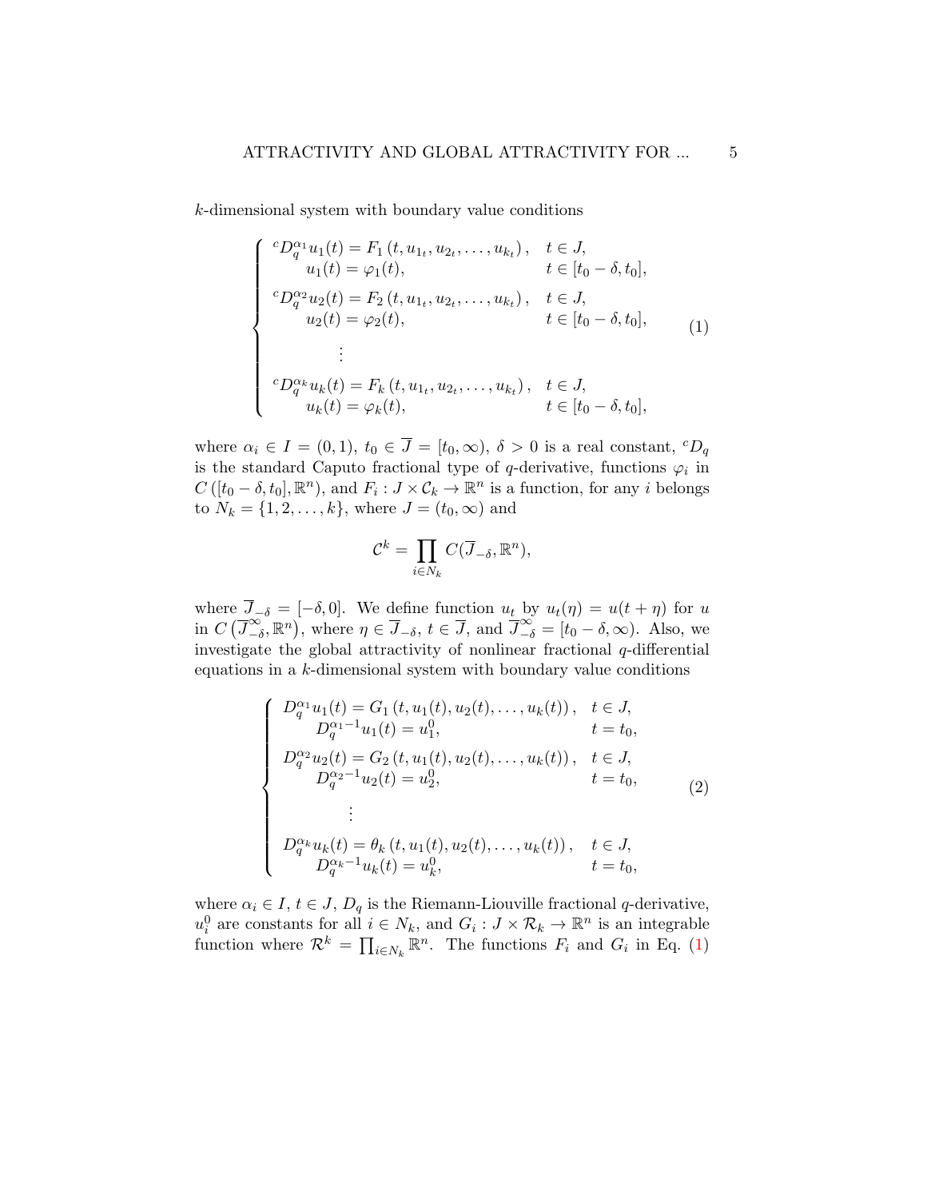$k$-dimensional system with boundary value conditions

$$
\begin{cases}
{}^cD_q^{\alpha_1} u_1(t) = F_1\left(t, u_{1_t}, u_{2_t}, \ldots, u_{k_t}\right), & t \in J, \\
\qquad u_1(t) = \varphi_1(t), & t \in [t_0 - \delta, t_0], \\
{}^cD_q^{\alpha_2} u_2(t) = F_2\left(t, u_{1_t}, u_{2_t}, \ldots, u_{k_t}\right), & t \in J, \\
\qquad u_2(t) = \varphi_2(t), & t \in [t_0 - \delta, t_0], \\
\qquad \vdots & \\
{}^cD_q^{\alpha_k} u_k(t) = F_k\left(t, u_{1_t}, u_{2_t}, \ldots, u_{k_t}\right), & t \in J, \\
\qquad u_k(t) = \varphi_k(t), & t \in [t_0 - \delta, t_0],
\end{cases} \tag{1}
$$

where $\alpha_i \in I = (0,1)$, $t_0 \in \overline{J} = [t_0, \infty)$, $\delta > 0$ is a real constant, ${}^cD_q$ is the standard Caputo fractional type of $q$-derivative, functions $\varphi_i$ in $C\left([t_0 - \delta, t_0], \mathbb{R}^n\right)$, and $F_i : J \times \mathcal{C}_k \to \mathbb{R}^n$ is a function, for any $i$ belongs to $N_k = \{1, 2, \ldots, k\}$, where $J = (t_0, \infty)$ and

$$
\mathcal{C}^k = \prod_{i \in N_k} C(\overline{J}_{-\delta}, \mathbb{R}^n),
$$

where $\overline{J}_{-\delta} = [-\delta, 0]$. We define function $u_t$ by $u_t(\eta) = u(t + \eta)$ for $u$ in $C\left(\overline{J}_{-\delta}^{\infty}, \mathbb{R}^n\right)$, where $\eta \in \overline{J}_{-\delta}$, $t \in \overline{J}$, and $\overline{J}_{-\delta}^{\infty} = [t_0 - \delta, \infty)$. Also, we investigate the global attractivity of nonlinear fractional $q$-differential equations in a $k$-dimensional system with boundary value conditions

$$
\begin{cases}
D_q^{\alpha_1} u_1(t) = G_1\left(t, u_1(t), u_2(t), \ldots, u_k(t)\right), & t \in J, \\
\qquad D_q^{\alpha_1 - 1} u_1(t) = u_1^0, & t = t_0, \\
D_q^{\alpha_2} u_2(t) = G_2\left(t, u_1(t), u_2(t), \ldots, u_k(t)\right), & t \in J, \\
\qquad D_q^{\alpha_2 - 1} u_2(t) = u_2^0, & t = t_0, \\
\qquad \vdots & \\
D_q^{\alpha_k} u_k(t) = \theta_k\left(t, u_1(t), u_2(t), \ldots, u_k(t)\right), & t \in J, \\
\qquad D_q^{\alpha_k - 1} u_k(t) = u_k^0, & t = t_0,
\end{cases} \tag{2}
$$

where $\alpha_i \in I$, $t \in J$, $D_q$ is the Riemann-Liouville fractional $q$-derivative, $u_i^0$ are constants for all $i \in N_k$, and $G_i : J \times \mathcal{R}_k \to \mathbb{R}^n$ is an integrable function where $\mathcal{R}^k = \prod_{i \in N_k} \mathbb{R}^n$. The functions $F_i$ and $G_i$ in Eq. (1)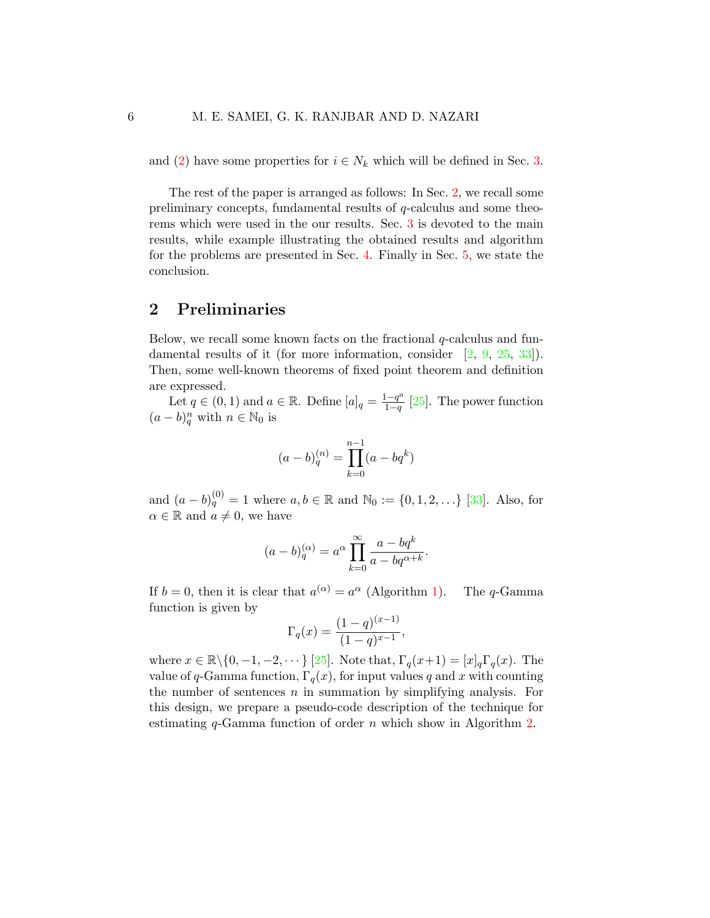and (2) have some properties for $i \in N_k$ which will be defined in Sec. 3.

The rest of the paper is arranged as follows: In Sec. 2, we recall some preliminary concepts, fundamental results of $q$-calculus and some theorems which were used in the our results. Sec. 3 is devoted to the main results, while example illustrating the obtained results and algorithm for the problems are presented in Sec. 4. Finally in Sec. 5, we state the conclusion.

## 2 Preliminaries

Below, we recall some known facts on the fractional $q$-calculus and fundamental results of it (for more information, consider [2, 9, 25, 33]). Then, some well-known theorems of fixed point theorem and definition are expressed.

Let $q \in (0,1)$ and $a \in \mathbb{R}$. Define $[a]_q = \frac{1-q^a}{1-q}$ [25]. The power function $(a-b)_q^n$ with $n \in \mathbb{N}_0$ is

$$(a-b)_q^{(n)} = \prod_{k=0}^{n-1} (a - bq^k)$$

and $(a-b)_q^{(0)} = 1$ where $a, b \in \mathbb{R}$ and $\mathbb{N}_0 := \{0, 1, 2, \dots\}$ [33]. Also, for $\alpha \in \mathbb{R}$ and $a \neq 0$, we have

$$(a-b)_q^{(\alpha)} = a^\alpha \prod_{k=0}^{\infty} \frac{a - bq^k}{a - bq^{\alpha+k}}.$$

If $b = 0$, then it is clear that $a^{(\alpha)} = a^\alpha$ (Algorithm 1). The $q$-Gamma function is given by

$$\Gamma_q(x) = \frac{(1-q)^{(x-1)}}{(1-q)^{x-1}},$$

where $x \in \mathbb{R} \backslash \{0, -1, -2, \cdots\}$ [25]. Note that, $\Gamma_q(x+1) = [x]_q \Gamma_q(x)$. The value of $q$-Gamma function, $\Gamma_q(x)$, for input values $q$ and $x$ with counting the number of sentences $n$ in summation by simplifying analysis. For this design, we prepare a pseudo-code description of the technique for estimating $q$-Gamma function of order $n$ which show in Algorithm 2.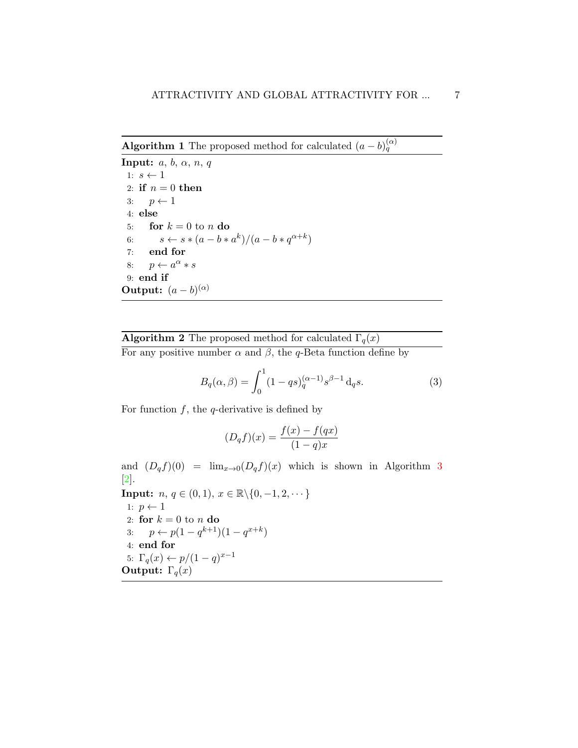**Algorithm 1** The proposed method for calculated $(a-b)_q^{(\alpha)}$

**Input:** $a$, $b$, $\alpha$, $n$, $q$

1: $s \leftarrow 1$
2: **if** $n = 0$ **then**
3: $\quad p \leftarrow 1$
4: **else**
5: $\quad$ **for** $k = 0$ to $n$ **do**
6: $\quad\quad s \leftarrow s * (a - b * a^k)/(a - b * q^{\alpha+k})$
7: $\quad$ **end for**
8: $\quad p \leftarrow a^\alpha * s$
9: **end if**

**Output:** $(a-b)^{(\alpha)}$

---

**Algorithm 2** The proposed method for calculated $\Gamma_q(x)$

For any positive number $\alpha$ and $\beta$, the $q$-Beta function define by

$$B_q(\alpha, \beta) = \int_0^1 (1-qs)_q^{(\alpha-1)} s^{\beta-1}\, \mathrm{d}_q s. \tag{3}$$

For function $f$, the $q$-derivative is defined by

$$(D_q f)(x) = \frac{f(x) - f(qx)}{(1-q)x}$$

and $(D_q f)(0) = \lim_{x \to 0} (D_q f)(x)$ which is shown in Algorithm 3 [2].

**Input:** $n$, $q \in (0,1)$, $x \in \mathbb{R} \backslash \{0, -1, 2, \cdots\}$

1: $p \leftarrow 1$
2: **for** $k = 0$ to $n$ **do**
3: $\quad p \leftarrow p(1 - q^{k+1})(1 - q^{x+k})$
4: **end for**
5: $\Gamma_q(x) \leftarrow p/(1-q)^{x-1}$

**Output:** $\Gamma_q(x)$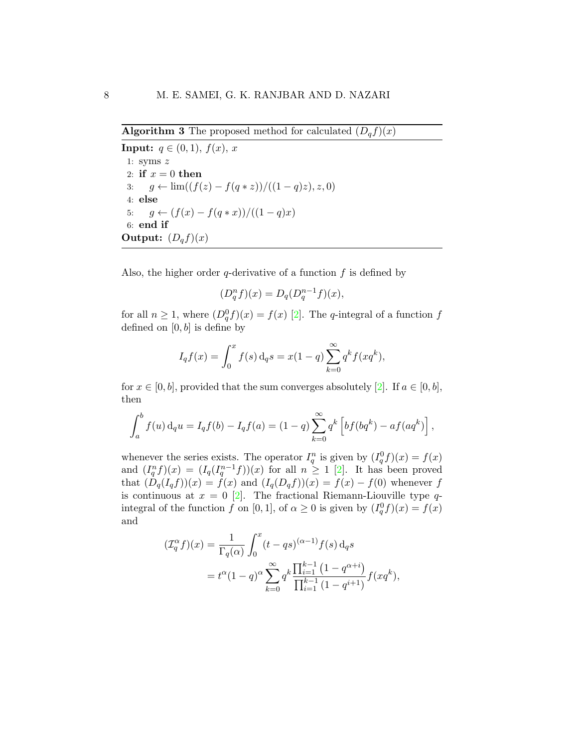**Algorithm 3** The proposed method for calculated $(D_q f)(x)$

---

**Input:** $q \in (0,1)$, $f(x)$, $x$

```
1: syms z
2: if x = 0 then
3:     g ← lim((f(z) − f(q ∗ z))/((1 − q)z), z, 0)
4: else
5:     g ← (f(x) − f(q ∗ x))/((1 − q)x)
6: end if
```

**Output:** $(D_q f)(x)$

---

Also, the higher order $q$-derivative of a function $f$ is defined by

$$(D_q^n f)(x) = D_q(D_q^{n-1} f)(x),$$

for all $n \geq 1$, where $(D_q^0 f)(x) = f(x)$ [2]. The $q$-integral of a function $f$ defined on $[0, b]$ is define by

$$I_q f(x) = \int_0^x f(s)\, \mathrm{d}_q s = x(1-q) \sum_{k=0}^{\infty} q^k f(xq^k),$$

for $x \in [0, b]$, provided that the sum converges absolutely [2]. If $a \in [0, b]$, then

$$\int_a^b f(u)\, \mathrm{d}_q u = I_q f(b) - I_q f(a) = (1-q) \sum_{k=0}^{\infty} q^k \left[ b f(bq^k) - a f(aq^k) \right],$$

whenever the series exists. The operator $I_q^n$ is given by $(I_q^0 f)(x) = f(x)$ and $(I_q^n f)(x) = (I_q(I_q^{n-1} f))(x)$ for all $n \geq 1$ [2]. It has been proved that $(D_q(I_q f))(x) = f(x)$ and $(I_q(D_q f))(x) = f(x) - f(0)$ whenever $f$ is continuous at $x = 0$ [2]. The fractional Riemann-Liouville type $q$-integral of the function $f$ on $[0, 1]$, of $\alpha \geq 0$ is given by $(I_q^0 f)(x) = f(x)$ and

$$\begin{aligned}
(\mathcal{I}_q^\alpha f)(x) &= \frac{1}{\Gamma_q(\alpha)} \int_0^x (t - qs)^{(\alpha-1)} f(s)\, \mathrm{d}_q s \\
&= t^\alpha (1-q)^\alpha \sum_{k=0}^{\infty} q^k \frac{\prod_{i=1}^{k-1} \left(1 - q^{\alpha+i}\right)}{\prod_{i=1}^{k-1} \left(1 - q^{i+1}\right)} f(xq^k),
\end{aligned}$$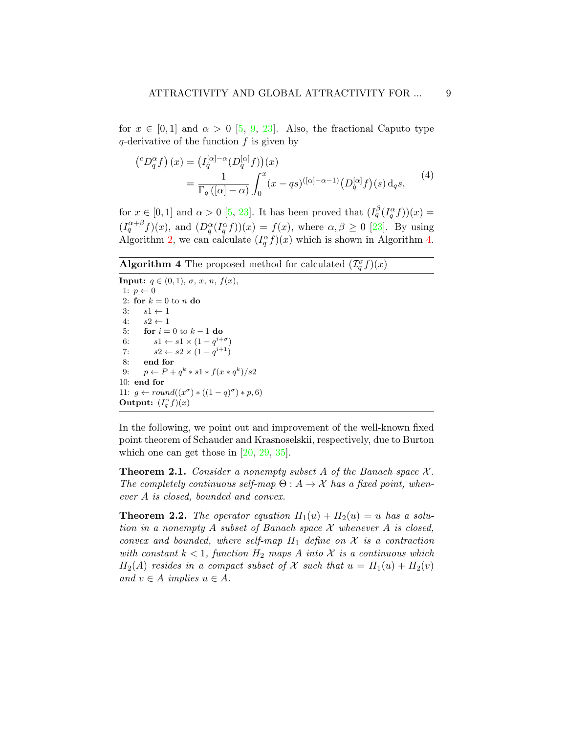for $x \in [0,1]$ and $\alpha > 0$ [5, 9, 23]. Also, the fractional Caputo type $q$-derivative of the function $f$ is given by

$$\begin{aligned}\left({}^{c}D_q^{\alpha} f\right)(x) &= \left(I_q^{[\alpha]-\alpha}(D_q^{[\alpha]} f)\right)(x)\\ &= \frac{1}{\Gamma_q\left([\alpha]-\alpha\right)} \int_0^x (x-qs)^{([\alpha]-\alpha-1)} \left(D_q^{[\alpha]} f\right)(s)\, \mathrm{d}_q s,\end{aligned} \tag{4}$$

for $x \in [0,1]$ and $\alpha > 0$ [5, 23]. It has been proved that $(I_q^{\beta}(I_q^{\alpha} f))(x) = (I_q^{\alpha+\beta} f)(x)$, and $(D_q^{\alpha}(I_q^{\alpha} f))(x) = f(x)$, where $\alpha, \beta \geq 0$ [23]. By using Algorithm 2, we can calculate $(I_q^{\alpha} f)(x)$ which is shown in Algorithm 4.

**Algorithm 4** The proposed method for calculated $(\mathcal{I}_q^{\sigma} f)(x)$

```
Input: q ∈ (0,1), σ, x, n, f(x),
 1: p ← 0
 2: for k = 0 to n do
 3:    s1 ← 1
 4:    s2 ← 1
 5:    for i = 0 to k − 1 do
 6:       s1 ← s1 × (1 − q^(i+σ))
 7:       s2 ← s2 × (1 − q^(i+1))
 8:    end for
 9:    p ← P + q^k * s1 * f(x * q^k)/s2
10: end for
11: g ← round((x^σ) * ((1 − q)^σ) * p, 6)
Output: (I_q^α f)(x)
```

In the following, we point out and improvement of the well-known fixed point theorem of Schauder and Krasnoselskii, respectively, due to Burton which one can get those in [20, 29, 35].

**Theorem 2.1.** *Consider a nonempty subset $A$ of the Banach space $\mathcal{X}$. The completely continuous self-map $\Theta : A \to \mathcal{X}$ has a fixed point, whenever $A$ is closed, bounded and convex.*

**Theorem 2.2.** *The operator equation $H_1(u) + H_2(u) = u$ has a solution in a nonempty $A$ subset of Banach space $\mathcal{X}$ whenever $A$ is closed, convex and bounded, where self-map $H_1$ define on $\mathcal{X}$ is a contraction with constant $k < 1$, function $H_2$ maps $A$ into $\mathcal{X}$ is a continuous which $H_2(A)$ resides in a compact subset of $\mathcal{X}$ such that $u = H_1(u) + H_2(v)$ and $v \in A$ implies $u \in A$.*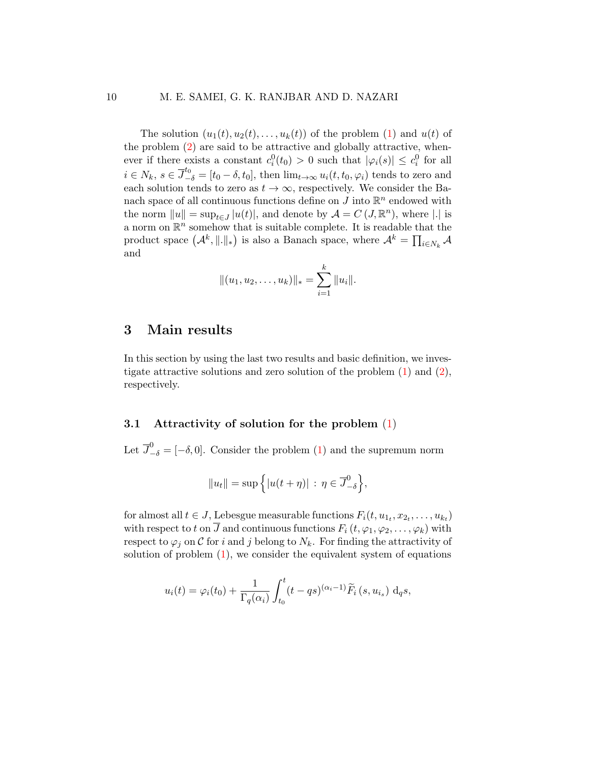The solution $(u_1(t), u_2(t), \dots, u_k(t))$ of the problem (1) and $u(t)$ of the problem (2) are said to be attractive and globally attractive, whenever if there exists a constant $c_i^0(t_0) > 0$ such that $|\varphi_i(s)| \leq c_i^0$ for all $i \in N_k$, $s \in \overline{J}_{-\delta}^{t_0} = [t_0 - \delta, t_0]$, then $\lim_{t\to\infty} u_i(t, t_0, \varphi_i)$ tends to zero and each solution tends to zero as $t \to \infty$, respectively. We consider the Banach space of all continuous functions define on $J$ into $\mathbb{R}^n$ endowed with the norm $\|u\| = \sup_{t\in J} |u(t)|$, and denote by $\mathcal{A} = C(J, \mathbb{R}^n)$, where $|.|$ is a norm on $\mathbb{R}^n$ somehow that is suitable complete. It is readable that the product space $(\mathcal{A}^k, \|.\|_*)$ is also a Banach space, where $\mathcal{A}^k = \prod_{i\in N_k} \mathcal{A}$ and

$$\|(u_1, u_2, \dots, u_k)\|_* = \sum_{i=1}^{k} \|u_i\|.$$

## 3 Main results

In this section by using the last two results and basic definition, we investigate attractive solutions and zero solution of the problem (1) and (2), respectively.

### 3.1 Attractivity of solution for the problem (1)

Let $\overline{J}_{-\delta}^{0} = [-\delta, 0]$. Consider the problem (1) and the supremum norm

$$\|u_t\| = \sup\left\{ |u(t+\eta)| \,:\, \eta \in \overline{J}_{-\delta}^{0} \right\},$$

for almost all $t \in J$, Lebesgue measurable functions $F_i(t, u_{1_t}, x_{2_t}, \dots, u_{k_t})$ with respect to $t$ on $\overline{J}$ and continuous functions $F_i(t, \varphi_1, \varphi_2, \dots, \varphi_k)$ with respect to $\varphi_j$ on $\mathcal{C}$ for $i$ and $j$ belong to $N_k$. For finding the attractivity of solution of problem (1), we consider the equivalent system of equations

$$u_i(t) = \varphi_i(t_0) + \frac{1}{\Gamma_q(\alpha_i)} \int_{t_0}^{t} (t - qs)^{(\alpha_i - 1)} \widetilde{F}_i(s, u_{i_s}) \, \mathrm{d}_q s,$$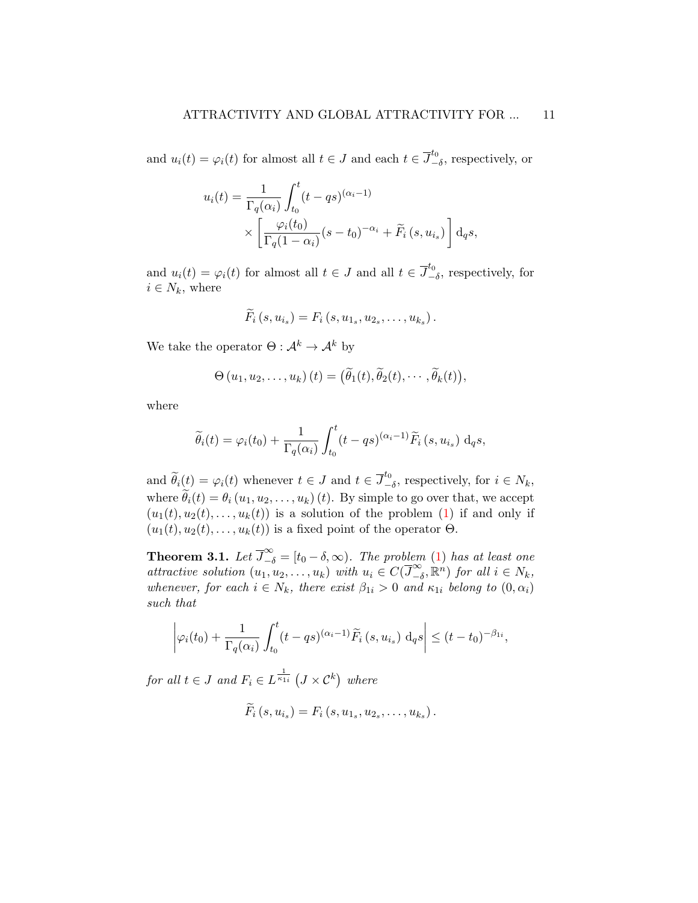and $u_i(t) = \varphi_i(t)$ for almost all $t \in J$ and each $t \in \overline{J}^{t_0}_{-\delta}$, respectively, or

$$u_i(t) = \frac{1}{\Gamma_q(\alpha_i)} \int_{t_0}^{t} (t - qs)^{(\alpha_i - 1)} \times \left[ \frac{\varphi_i(t_0)}{\Gamma_q(1 - \alpha_i)} (s - t_0)^{-\alpha_i} + \widetilde{F}_i(s, u_{i_s}) \right] \mathrm{d}_q s,$$

and $u_i(t) = \varphi_i(t)$ for almost all $t \in J$ and all $t \in \overline{J}^{t_0}_{-\delta}$, respectively, for $i \in N_k$, where

$$\widetilde{F}_i(s, u_{i_s}) = F_i(s, u_{1_s}, u_{2_s}, \ldots, u_{k_s}).$$

We take the operator $\Theta : \mathcal{A}^k \to \mathcal{A}^k$ by

$$\Theta(u_1, u_2, \ldots, u_k)(t) = \big(\widetilde{\theta}_1(t), \widetilde{\theta}_2(t), \cdots, \widetilde{\theta}_k(t)\big),$$

where

$$\widetilde{\theta}_i(t) = \varphi_i(t_0) + \frac{1}{\Gamma_q(\alpha_i)} \int_{t_0}^{t} (t - qs)^{(\alpha_i - 1)} \widetilde{F}_i(s, u_{i_s}) \, \mathrm{d}_q s,$$

and $\widetilde{\theta}_i(t) = \varphi_i(t)$ whenever $t \in J$ and $t \in \overline{J}^{t_0}_{-\delta}$, respectively, for $i \in N_k$, where $\widetilde{\theta}_i(t) = \theta_i(u_1, u_2, \ldots, u_k)(t)$. By simple to go over that, we accept $(u_1(t), u_2(t), \ldots, u_k(t))$ is a solution of the problem (1) if and only if $(u_1(t), u_2(t), \ldots, u_k(t))$ is a fixed point of the operator $\Theta$.

**Theorem 3.1.** *Let $\overline{J}^{\infty}_{-\delta} = [t_0 - \delta, \infty)$. The problem (1) has at least one attractive solution $(u_1, u_2, \ldots, u_k)$ with $u_i \in C(\overline{J}^{\infty}_{-\delta}, \mathbb{R}^n)$ for all $i \in N_k$, whenever, for each $i \in N_k$, there exist $\beta_{1i} > 0$ and $\kappa_{1i}$ belong to $(0, \alpha_i)$ such that*

$$\left| \varphi_i(t_0) + \frac{1}{\Gamma_q(\alpha_i)} \int_{t_0}^{t} (t - qs)^{(\alpha_i - 1)} \widetilde{F}_i(s, u_{i_s}) \, \mathrm{d}_q s \right| \leq (t - t_0)^{-\beta_{1i}},$$

*for all $t \in J$ and $F_i \in L^{\frac{1}{\kappa_{1i}}}\left(J \times \mathcal{C}^k\right)$ where*

$$\widetilde{F}_i(s, u_{i_s}) = F_i(s, u_{1_s}, u_{2_s}, \ldots, u_{k_s}).$$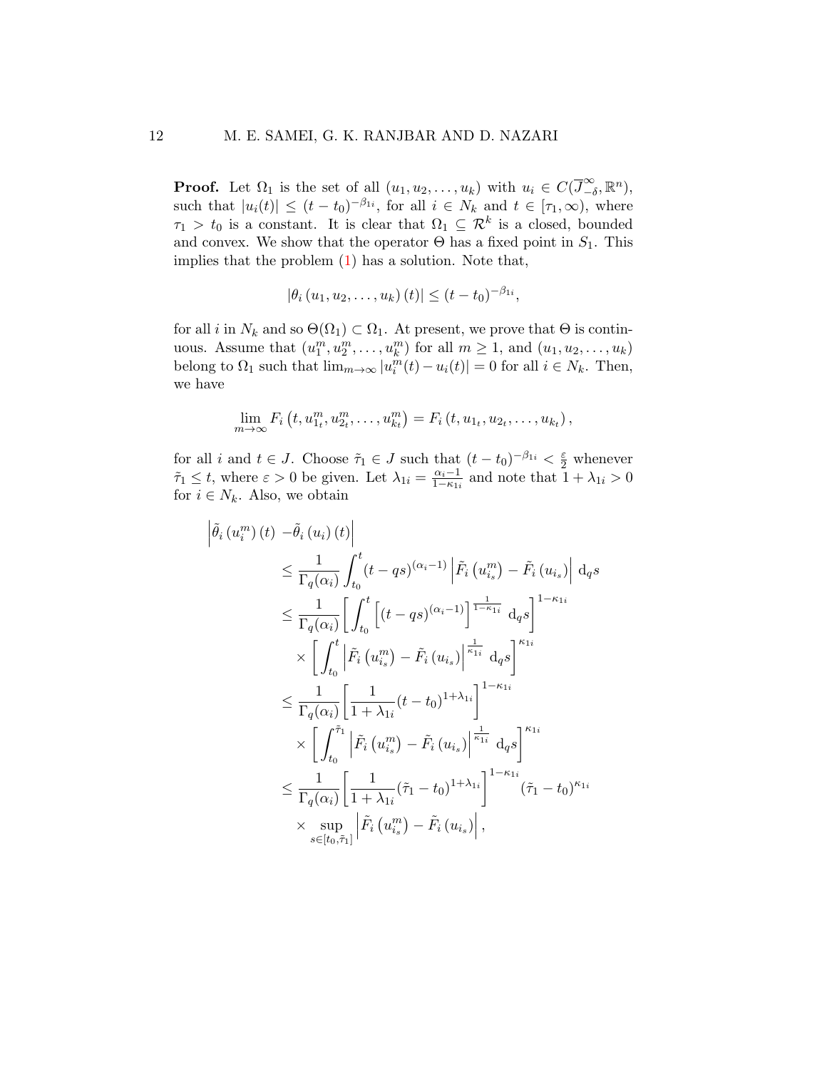**Proof.** Let $\Omega_1$ is the set of all $(u_1, u_2, \ldots, u_k)$ with $u_i \in C(\overline{J}^{\infty}_{-\delta}, \mathbb{R}^n)$, such that $|u_i(t)| \leq (t-t_0)^{-\beta_{1i}}$, for all $i \in N_k$ and $t \in [\tau_1, \infty)$, where $\tau_1 > t_0$ is a constant. It is clear that $\Omega_1 \subseteq \mathcal{R}^k$ is a closed, bounded and convex. We show that the operator $\Theta$ has a fixed point in $S_1$. This implies that the problem (1) has a solution. Note that,

$$|\theta_i (u_1, u_2, \ldots, u_k)(t)| \leq (t-t_0)^{-\beta_{1i}},$$

for all $i$ in $N_k$ and so $\Theta(\Omega_1) \subset \Omega_1$. At present, we prove that $\Theta$ is continuous. Assume that $(u_1^m, u_2^m, \ldots, u_k^m)$ for all $m \geq 1$, and $(u_1, u_2, \ldots, u_k)$ belong to $\Omega_1$ such that $\lim_{m\to\infty} |u_i^m(t) - u_i(t)| = 0$ for all $i \in N_k$. Then, we have

$$\lim_{m\to\infty} F_i\left(t, u_{1_t}^m, u_{2_t}^m, \ldots, u_{k_t}^m\right) = F_i\left(t, u_{1_t}, u_{2_t}, \ldots, u_{k_t}\right),$$

for all $i$ and $t \in J$. Choose $\tilde{\tau}_1 \in J$ such that $(t-t_0)^{-\beta_{1i}} < \frac{\varepsilon}{2}$ whenever $\tilde{\tau}_1 \leq t$, where $\varepsilon > 0$ be given. Let $\lambda_{1i} = \frac{\alpha_i - 1}{1-\kappa_{1i}}$ and note that $1 + \lambda_{1i} > 0$ for $i \in N_k$. Also, we obtain

$$\begin{aligned}
\left|\tilde{\theta}_i\left(u_i^m\right)(t) \right. & \left. -\tilde{\theta}_i\left(u_i\right)(t)\right| \\
&\leq \frac{1}{\Gamma_q(\alpha_i)} \int_{t_0}^{t} (t-qs)^{(\alpha_i-1)} \left|\tilde{F}_i\left(u_{i_s}^m\right) - \tilde{F}_i\left(u_{i_s}\right)\right| \,\mathrm{d}_q s \\
&\leq \frac{1}{\Gamma_q(\alpha_i)} \left[\int_{t_0}^{t} \left[(t-qs)^{(\alpha_i-1)}\right]^{\frac{1}{1-\kappa_{1i}}} \,\mathrm{d}_q s\right]^{1-\kappa_{1i}} \\
&\quad \times \left[\int_{t_0}^{t} \left|\tilde{F}_i\left(u_{i_s}^m\right) - \tilde{F}_i\left(u_{i_s}\right)\right|^{\frac{1}{\kappa_{1i}}} \,\mathrm{d}_q s\right]^{\kappa_{1i}} \\
&\leq \frac{1}{\Gamma_q(\alpha_i)} \left[\frac{1}{1+\lambda_{1i}} (t-t_0)^{1+\lambda_{1i}}\right]^{1-\kappa_{1i}} \\
&\quad \times \left[\int_{t_0}^{\tilde{\tau}_1} \left|\tilde{F}_i\left(u_{i_s}^m\right) - \tilde{F}_i\left(u_{i_s}\right)\right|^{\frac{1}{\kappa_{1i}}} \,\mathrm{d}_q s\right]^{\kappa_{1i}} \\
&\leq \frac{1}{\Gamma_q(\alpha_i)} \left[\frac{1}{1+\lambda_{1i}} (\tilde{\tau}_1-t_0)^{1+\lambda_{1i}}\right]^{1-\kappa_{1i}} (\tilde{\tau}_1 - t_0)^{\kappa_{1i}} \\
&\quad \times \sup_{s\in[t_0,\tilde{\tau}_1]} \left|\tilde{F}_i\left(u_{i_s}^m\right) - \tilde{F}_i\left(u_{i_s}\right)\right|,
\end{aligned}$$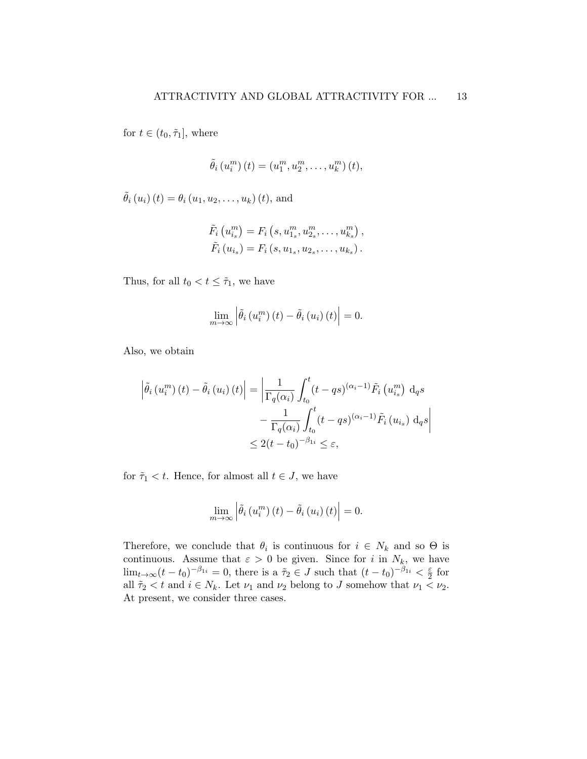for $t \in (t_0, \tilde{\tau}_1]$, where

$$\tilde{\theta}_i \left(u_i^m\right)(t) = \left(u_1^m, u_2^m, \ldots, u_k^m\right)(t),$$

$\tilde{\theta}_i \left(u_i\right)(t) = \theta_i \left(u_1, u_2, \ldots, u_k\right)(t)$, and

$$\begin{aligned} \tilde{F}_i \left(u_{i_s}^m\right) &= F_i \left(s, u_{1_s}^m, u_{2_s}^m, \ldots, u_{k_s}^m\right), \\ \tilde{F}_i \left(u_{i_s}\right) &= F_i \left(s, u_{1_s}, u_{2_s}, \ldots, u_{k_s}\right). \end{aligned}$$

Thus, for all $t_0 < t \leq \tilde{\tau}_1$, we have

$$\lim_{m \to \infty} \left| \tilde{\theta}_i \left(u_i^m\right)(t) - \tilde{\theta}_i \left(u_i\right)(t) \right| = 0.$$

Also, we obtain

$$\begin{aligned} \left| \tilde{\theta}_i \left(u_i^m\right)(t) - \tilde{\theta}_i \left(u_i\right)(t) \right| &= \left| \frac{1}{\Gamma_q(\alpha_i)} \int_{t_0}^{t} (t - qs)^{(\alpha_i - 1)} \tilde{F}_i \left(u_{i_s}^m\right) \, \mathrm{d}_q s \right. \\ &\qquad \left. - \frac{1}{\Gamma_q(\alpha_i)} \int_{t_0}^{t} (t - qs)^{(\alpha_i - 1)} \tilde{F}_i \left(u_{i_s}\right) \, \mathrm{d}_q s \right| \\ &\leq 2(t - t_0)^{-\beta_{1i}} \leq \varepsilon, \end{aligned}$$

for $\tilde{\tau}_1 < t$. Hence, for almost all $t \in J$, we have

$$\lim_{m \to \infty} \left| \tilde{\theta}_i \left(u_i^m\right)(t) - \tilde{\theta}_i \left(u_i\right)(t) \right| = 0.$$

Therefore, we conclude that $\theta_i$ is continuous for $i \in N_k$ and so $\Theta$ is continuous. Assume that $\varepsilon > 0$ be given. Since for $i$ in $N_k$, we have $\lim_{t \to \infty} (t - t_0)^{-\beta_{1i}} = 0$, there is a $\tilde{\tau}_2 \in J$ such that $(t - t_0)^{-\beta_{1i}} < \frac{\varepsilon}{2}$ for all $\tilde{\tau}_2 < t$ and $i \in N_k$. Let $\nu_1$ and $\nu_2$ belong to $J$ somehow that $\nu_1 < \nu_2$. At present, we consider three cases.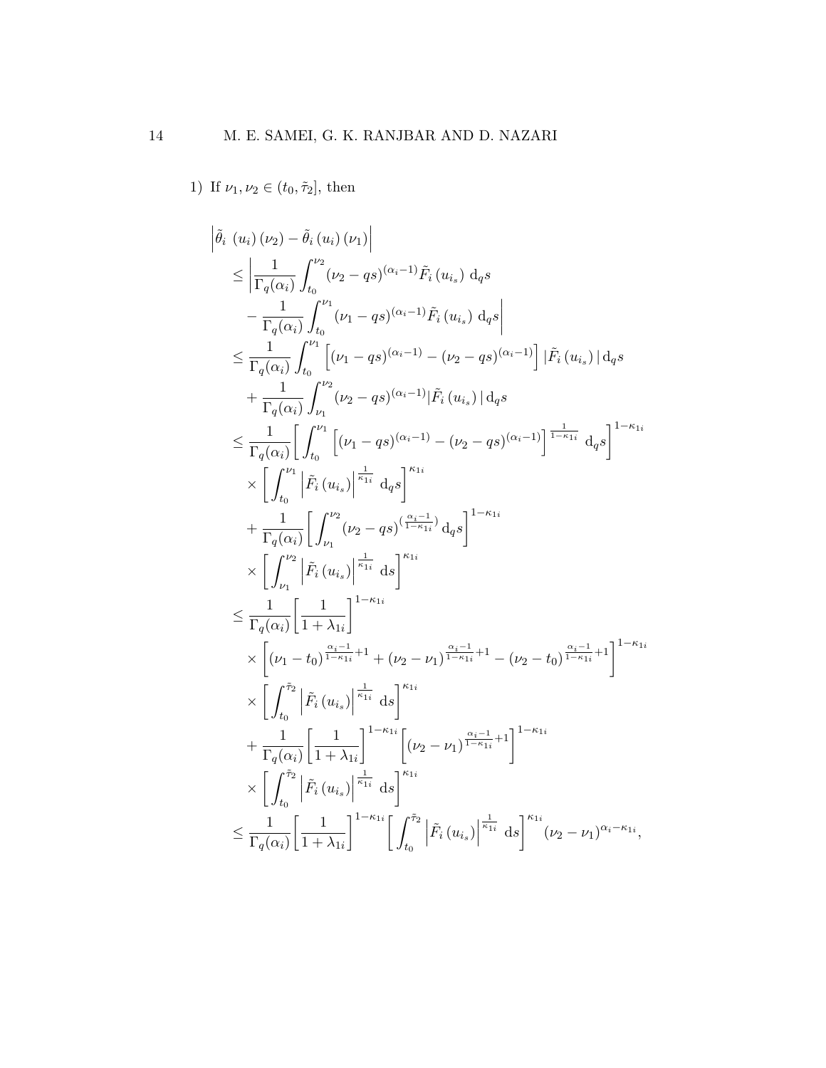1) If $\nu_1, \nu_2 \in (t_0, \tilde{\tau}_2]$, then

$$
\begin{aligned}
&\left|\tilde{\theta}_i\ (u_i)(\nu_2) - \tilde{\theta}_i (u_i)(\nu_1)\right| \\
&\leq \left| \frac{1}{\Gamma_q(\alpha_i)} \int_{t_0}^{\nu_2} (\nu_2 - qs)^{(\alpha_i - 1)} \tilde{F}_i (u_{i_s})\ \mathrm{d}_q s \right. \\
&\quad \left. - \frac{1}{\Gamma_q(\alpha_i)} \int_{t_0}^{\nu_1} (\nu_1 - qs)^{(\alpha_i - 1)} \tilde{F}_i (u_{i_s})\ \mathrm{d}_q s \right| \\
&\leq \frac{1}{\Gamma_q(\alpha_i)} \int_{t_0}^{\nu_1} \left[ (\nu_1 - qs)^{(\alpha_i - 1)} - (\nu_2 - qs)^{(\alpha_i - 1)} \right] |\tilde{F}_i (u_{i_s})| \,\mathrm{d}_q s \\
&\quad + \frac{1}{\Gamma_q(\alpha_i)} \int_{\nu_1}^{\nu_2} (\nu_2 - qs)^{(\alpha_i - 1)} |\tilde{F}_i (u_{i_s})| \,\mathrm{d}_q s \\
&\leq \frac{1}{\Gamma_q(\alpha_i)} \left[ \int_{t_0}^{\nu_1} \left[ (\nu_1 - qs)^{(\alpha_i - 1)} - (\nu_2 - qs)^{(\alpha_i - 1)} \right]^{\frac{1}{1-\kappa_{1i}}}\ \mathrm{d}_q s \right]^{1-\kappa_{1i}} \\
&\quad \times \left[ \int_{t_0}^{\nu_1} \left| \tilde{F}_i (u_{i_s}) \right|^{\frac{1}{\kappa_{1i}}}\ \mathrm{d}_q s \right]^{\kappa_{1i}} \\
&\quad + \frac{1}{\Gamma_q(\alpha_i)} \left[ \int_{\nu_1}^{\nu_2} (\nu_2 - qs)^{(\frac{\alpha_i - 1}{1-\kappa_{1i}})}\, \mathrm{d}_q s \right]^{1-\kappa_{1i}} \\
&\quad \times \left[ \int_{\nu_1}^{\nu_2} \left| \tilde{F}_i (u_{i_s}) \right|^{\frac{1}{\kappa_{1i}}}\ \mathrm{d}s \right]^{\kappa_{1i}} \\
&\leq \frac{1}{\Gamma_q(\alpha_i)} \left[ \frac{1}{1+\lambda_{1i}} \right]^{1-\kappa_{1i}} \\
&\quad \times \left[ (\nu_1 - t_0)^{\frac{\alpha_i - 1}{1-\kappa_{1i}} + 1} + (\nu_2 - \nu_1)^{\frac{\alpha_i - 1}{1-\kappa_{1i}} + 1} - (\nu_2 - t_0)^{\frac{\alpha_i - 1}{1-\kappa_{1i}} + 1} \right]^{1-\kappa_{1i}} \\
&\quad \times \left[ \int_{t_0}^{\tilde{\tau}_2} \left| \tilde{F}_i (u_{i_s}) \right|^{\frac{1}{\kappa_{1i}}}\ \mathrm{d}s \right]^{\kappa_{1i}} \\
&\quad + \frac{1}{\Gamma_q(\alpha_i)} \left[ \frac{1}{1+\lambda_{1i}} \right]^{1-\kappa_{1i}} \left[ (\nu_2 - \nu_1)^{\frac{\alpha_i - 1}{1-\kappa_{1i}} + 1} \right]^{1-\kappa_{1i}} \\
&\quad \times \left[ \int_{t_0}^{\tilde{\tau}_2} \left| \tilde{F}_i (u_{i_s}) \right|^{\frac{1}{\kappa_{1i}}}\ \mathrm{d}s \right]^{\kappa_{1i}} \\
&\leq \frac{1}{\Gamma_q(\alpha_i)} \left[ \frac{1}{1+\lambda_{1i}} \right]^{1-\kappa_{1i}} \left[ \int_{t_0}^{\tilde{\tau}_2} \left| \tilde{F}_i (u_{i_s}) \right|^{\frac{1}{\kappa_{1i}}}\ \mathrm{d}s \right]^{\kappa_{1i}} (\nu_2 - \nu_1)^{\alpha_i - \kappa_{1i}},
\end{aligned}
$$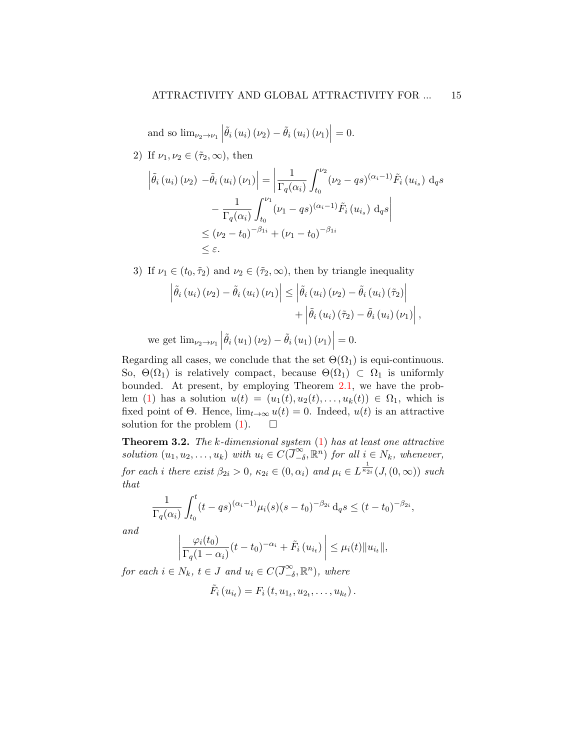and so $\lim_{\nu_2 \to \nu_1} \left| \tilde{\theta}_i (u_i)(\nu_2) - \tilde{\theta}_i (u_i)(\nu_1) \right| = 0$.

2) If $\nu_1, \nu_2 \in (\tilde{\tau}_2, \infty)$, then

$$\begin{aligned}
\left| \tilde{\theta}_i (u_i)(\nu_2) - \tilde{\theta}_i (u_i)(\nu_1) \right| &= \left| \frac{1}{\Gamma_q(\alpha_i)} \int_{t_0}^{\nu_2} (\nu_2 - qs)^{(\alpha_i - 1)} \tilde{F}_i (u_{i_s}) \, \mathrm{d}_q s \right. \\
&\quad \left. - \frac{1}{\Gamma_q(\alpha_i)} \int_{t_0}^{\nu_1} (\nu_1 - qs)^{(\alpha_i - 1)} \tilde{F}_i (u_{i_s}) \, \mathrm{d}_q s \right| \\
&\leq (\nu_2 - t_0)^{-\beta_{1i}} + (\nu_1 - t_0)^{-\beta_{1i}} \\
&\leq \varepsilon.
\end{aligned}$$

3) If $\nu_1 \in (t_0, \tilde{\tau}_2)$ and $\nu_2 \in (\tilde{\tau}_2, \infty)$, then by triangle inequality

$$\begin{aligned}
\left| \tilde{\theta}_i (u_i)(\nu_2) - \tilde{\theta}_i (u_i)(\nu_1) \right| &\leq \left| \tilde{\theta}_i (u_i)(\nu_2) - \tilde{\theta}_i (u_i)(\tilde{\tau}_2) \right| \\
&\quad + \left| \tilde{\theta}_i (u_i)(\tilde{\tau}_2) - \tilde{\theta}_i (u_i)(\nu_1) \right|,
\end{aligned}$$

we get $\lim_{\nu_2 \to \nu_1} \left| \tilde{\theta}_i (u_1)(\nu_2) - \tilde{\theta}_i (u_1)(\nu_1) \right| = 0$.

Regarding all cases, we conclude that the set $\Theta(\Omega_1)$ is equi-continuous. So, $\Theta(\Omega_1)$ is relatively compact, because $\Theta(\Omega_1) \subset \Omega_1$ is uniformly bounded. At present, by employing Theorem 2.1, we have the problem (1) has a solution $u(t) = (u_1(t), u_2(t), \dots, u_k(t)) \in \Omega_1$, which is fixed point of $\Theta$. Hence, $\lim_{t\to\infty} u(t) = 0$. Indeed, $u(t)$ is an attractive solution for the problem (1). $\square$

**Theorem 3.2.** *The $k$-dimensional system (1) has at least one attractive solution $(u_1, u_2, \dots, u_k)$ with $u_i \in C(\overline{J}_{-\delta}^{\infty}, \mathbb{R}^n)$ for all $i \in N_k$, whenever, for each $i$ there exist $\beta_{2i} > 0$, $\kappa_{2i} \in (0, \alpha_i)$ and $\mu_i \in L^{\frac{1}{\kappa_{2i}}}(J, (0, \infty))$ such that*

$$\frac{1}{\Gamma_q(\alpha_i)} \int_{t_0}^{t} (t - qs)^{(\alpha_i - 1)} \mu_i(s)(s - t_0)^{-\beta_{2i}} \, \mathrm{d}_q s \leq (t - t_0)^{-\beta_{2i}},$$

*and*

$$\left| \frac{\varphi_i(t_0)}{\Gamma_q(1 - \alpha_i)} (t - t_0)^{-\alpha_i} + \tilde{F}_i (u_{i_t}) \right| \leq \mu_i(t) \|u_{i_t}\|,$$

*for each $i \in N_k$, $t \in J$ and $u_i \in C(\overline{J}_{-\delta}^{\infty}, \mathbb{R}^n)$, where*

$$\tilde{F}_i (u_{i_t}) = F_i (t, u_{1_t}, u_{2_t}, \dots, u_{k_t}).$$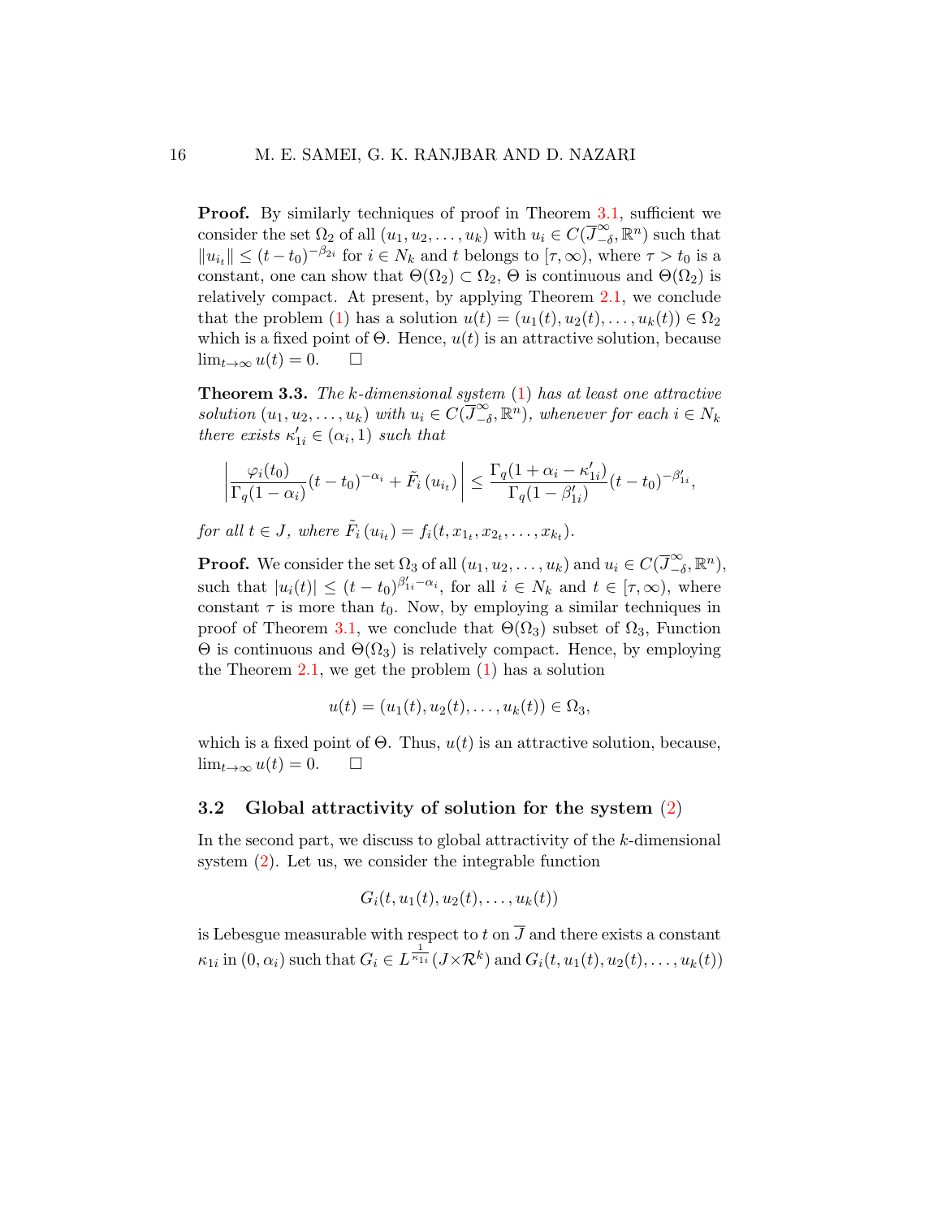**Proof.** By similarly techniques of proof in Theorem 3.1, sufficient we consider the set $\Omega_2$ of all $(u_1, u_2, \dots, u_k)$ with $u_i \in C(\overline{J}^{\infty}_{-\delta}, \mathbb{R}^n)$ such that $\|u_{i_t}\| \le (t - t_0)^{-\beta_{2i}}$ for $i \in N_k$ and $t$ belongs to $[\tau, \infty)$, where $\tau > t_0$ is a constant, one can show that $\Theta(\Omega_2) \subset \Omega_2$, $\Theta$ is continuous and $\Theta(\Omega_2)$ is relatively compact. At present, by applying Theorem 2.1, we conclude that the problem (1) has a solution $u(t) = (u_1(t), u_2(t), \dots, u_k(t)) \in \Omega_2$ which is a fixed point of $\Theta$. Hence, $u(t)$ is an attractive solution, because $\lim_{t\to\infty} u(t) = 0$. $\square$

**Theorem 3.3.** *The $k$-dimensional system (1) has at least one attractive solution $(u_1, u_2, \dots, u_k)$ with $u_i \in C(\overline{J}^{\infty}_{-\delta}, \mathbb{R}^n)$, whenever for each $i \in N_k$ there exists $\kappa'_{1i} \in (\alpha_i, 1)$ such that*

$$\left| \frac{\varphi_i(t_0)}{\Gamma_q(1-\alpha_i)}(t-t_0)^{-\alpha_i} + \tilde{F}_i\left(u_{i_t}\right) \right| \le \frac{\Gamma_q(1+\alpha_i-\kappa'_{1i})}{\Gamma_q(1-\beta'_{1i})}(t-t_0)^{-\beta'_{1i}},$$

*for all $t \in J$, where $\tilde{F}_i\left(u_{i_t}\right) = f_i(t, x_{1_t}, x_{2_t}, \dots, x_{k_t})$.*

**Proof.** We consider the set $\Omega_3$ of all $(u_1, u_2, \dots, u_k)$ and $u_i \in C(\overline{J}^{\infty}_{-\delta}, \mathbb{R}^n)$, such that $|u_i(t)| \le (t-t_0)^{\beta'_{1i}-\alpha_i}$, for all $i \in N_k$ and $t \in [\tau, \infty)$, where constant $\tau$ is more than $t_0$. Now, by employing a similar techniques in proof of Theorem 3.1, we conclude that $\Theta(\Omega_3)$ subset of $\Omega_3$, Function $\Theta$ is continuous and $\Theta(\Omega_3)$ is relatively compact. Hence, by employing the Theorem 2.1, we get the problem (1) has a solution

$$u(t) = (u_1(t), u_2(t), \dots, u_k(t)) \in \Omega_3,$$

which is a fixed point of $\Theta$. Thus, $u(t)$ is an attractive solution, because, $\lim_{t\to\infty} u(t) = 0$. $\square$

### 3.2 Global attractivity of solution for the system (2)

In the second part, we discuss to global attractivity of the $k$-dimensional system (2). Let us, we consider the integrable function

$$G_i(t, u_1(t), u_2(t), \dots, u_k(t))$$

is Lebesgue measurable with respect to $t$ on $\overline{J}$ and there exists a constant $\kappa_{1i}$ in $(0, \alpha_i)$ such that $G_i \in L^{\frac{1}{\kappa_{1i}}}(J \times \mathcal{R}^k)$ and $G_i(t, u_1(t), u_2(t), \dots, u_k(t))$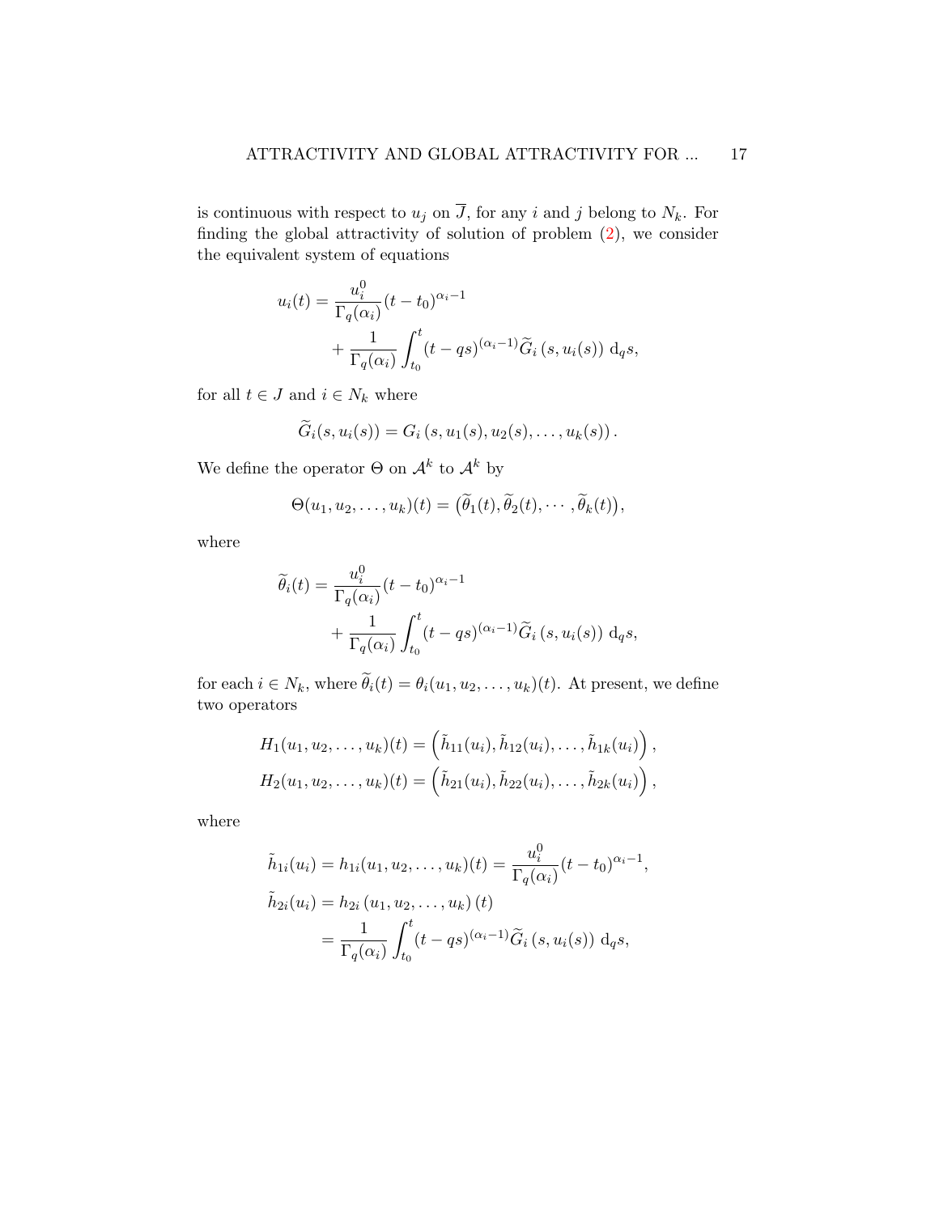is continuous with respect to $u_j$ on $\overline{J}$, for any $i$ and $j$ belong to $N_k$. For finding the global attractivity of solution of problem (2), we consider the equivalent system of equations

$$
\begin{aligned}
u_i(t) = &\frac{u_i^0}{\Gamma_q(\alpha_i)}(t-t_0)^{\alpha_i-1} \\
&+ \frac{1}{\Gamma_q(\alpha_i)}\int_{t_0}^{t}(t-qs)^{(\alpha_i-1)}\widetilde{G}_i\left(s,u_i(s)\right)\,\mathrm{d}_q s,
\end{aligned}
$$

for all $t \in J$ and $i \in N_k$ where

$$
\widetilde{G}_i(s,u_i(s)) = G_i\left(s,u_1(s),u_2(s),\ldots,u_k(s)\right).
$$

We define the operator $\Theta$ on $\mathcal{A}^k$ to $\mathcal{A}^k$ by

$$
\Theta(u_1,u_2,\ldots,u_k)(t) = \left(\widetilde{\theta}_1(t),\widetilde{\theta}_2(t),\cdots,\widetilde{\theta}_k(t)\right),
$$

where

$$
\begin{aligned}
\widetilde{\theta}_i(t) = &\frac{u_i^0}{\Gamma_q(\alpha_i)}(t-t_0)^{\alpha_i-1} \\
&+ \frac{1}{\Gamma_q(\alpha_i)}\int_{t_0}^{t}(t-qs)^{(\alpha_i-1)}\widetilde{G}_i\left(s,u_i(s)\right)\,\mathrm{d}_q s,
\end{aligned}
$$

for each $i \in N_k$, where $\widetilde{\theta}_i(t) = \theta_i(u_1,u_2,\ldots,u_k)(t)$. At present, we define two operators

$$
\begin{aligned}
H_1(u_1,u_2,\ldots,u_k)(t) &= \left(\tilde{h}_{11}(u_i),\tilde{h}_{12}(u_i),\ldots,\tilde{h}_{1k}(u_i)\right), \\
H_2(u_1,u_2,\ldots,u_k)(t) &= \left(\tilde{h}_{21}(u_i),\tilde{h}_{22}(u_i),\ldots,\tilde{h}_{2k}(u_i)\right),
\end{aligned}
$$

where

$$
\begin{aligned}
\tilde{h}_{1i}(u_i) &= h_{1i}(u_1,u_2,\ldots,u_k)(t) = \frac{u_i^0}{\Gamma_q(\alpha_i)}(t-t_0)^{\alpha_i-1}, \\
\tilde{h}_{2i}(u_i) &= h_{2i}\left(u_1,u_2,\ldots,u_k\right)(t) \\
&= \frac{1}{\Gamma_q(\alpha_i)}\int_{t_0}^{t}(t-qs)^{(\alpha_i-1)}\widetilde{G}_i\left(s,u_i(s)\right)\,\mathrm{d}_q s,
\end{aligned}
$$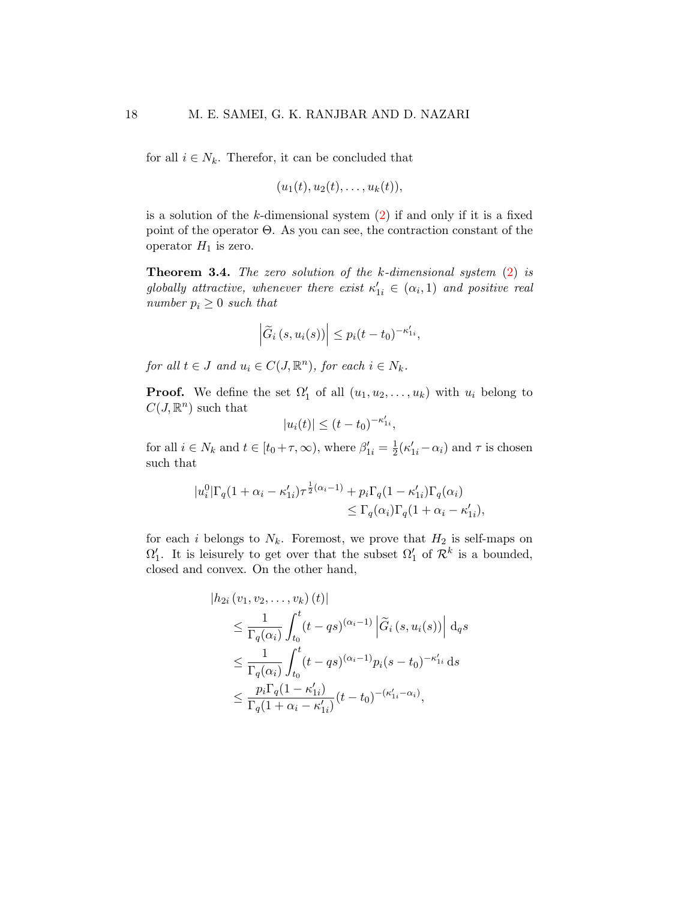for all $i \in N_k$. Therefor, it can be concluded that

$$(u_1(t), u_2(t), \dots, u_k(t)),$$

is a solution of the $k$-dimensional system (2) if and only if it is a fixed point of the operator $\Theta$. As you can see, the contraction constant of the operator $H_1$ is zero.

**Theorem 3.4.** *The zero solution of the $k$-dimensional system (2) is globally attractive, whenever there exist $\kappa'_{1i} \in (\alpha_i, 1)$ and positive real number $p_i \geq 0$ such that*

$$\left| \widetilde{G}_i\left(s, u_i(s)\right) \right| \leq p_i (t - t_0)^{-\kappa'_{1i}},$$

*for all $t \in J$ and $u_i \in C(J, \mathbb{R}^n)$, for each $i \in N_k$.*

**Proof.** We define the set $\Omega'_1$ of all $(u_1, u_2, \dots, u_k)$ with $u_i$ belong to $C(J, \mathbb{R}^n)$ such that

$$|u_i(t)| \leq (t - t_0)^{-\kappa'_{1i}},$$

for all $i \in N_k$ and $t \in [t_0 + \tau, \infty)$, where $\beta'_{1i} = \frac{1}{2}(\kappa'_{1i} - \alpha_i)$ and $\tau$ is chosen such that

$$|u_i^0| \Gamma_q(1 + \alpha_i - \kappa'_{1i}) \tau^{\frac{1}{2}(\alpha_i - 1)} + p_i \Gamma_q(1 - \kappa'_{1i}) \Gamma_q(\alpha_i) \leq \Gamma_q(\alpha_i) \Gamma_q(1 + \alpha_i - \kappa'_{1i}),$$

for each $i$ belongs to $N_k$. Foremost, we prove that $H_2$ is self-maps on $\Omega'_1$. It is leisurely to get over that the subset $\Omega'_1$ of $\mathcal{R}^k$ is a bounded, closed and convex. On the other hand,

$$\begin{aligned}
&\left| h_{2i}\left(v_1, v_2, \dots, v_k\right)(t) \right| \\
&\quad \leq \frac{1}{\Gamma_q(\alpha_i)} \int_{t_0}^{t} (t - qs)^{(\alpha_i - 1)} \left| \widetilde{G}_i\left(s, u_i(s)\right) \right| \mathrm{d}_q s \\
&\quad \leq \frac{1}{\Gamma_q(\alpha_i)} \int_{t_0}^{t} (t - qs)^{(\alpha_i - 1)} p_i (s - t_0)^{-\kappa'_{1i}} \, \mathrm{d}s \\
&\quad \leq \frac{p_i \Gamma_q(1 - \kappa'_{1i})}{\Gamma_q(1 + \alpha_i - \kappa'_{1i})} (t - t_0)^{-(\kappa'_{1i} - \alpha_i)},
\end{aligned}$$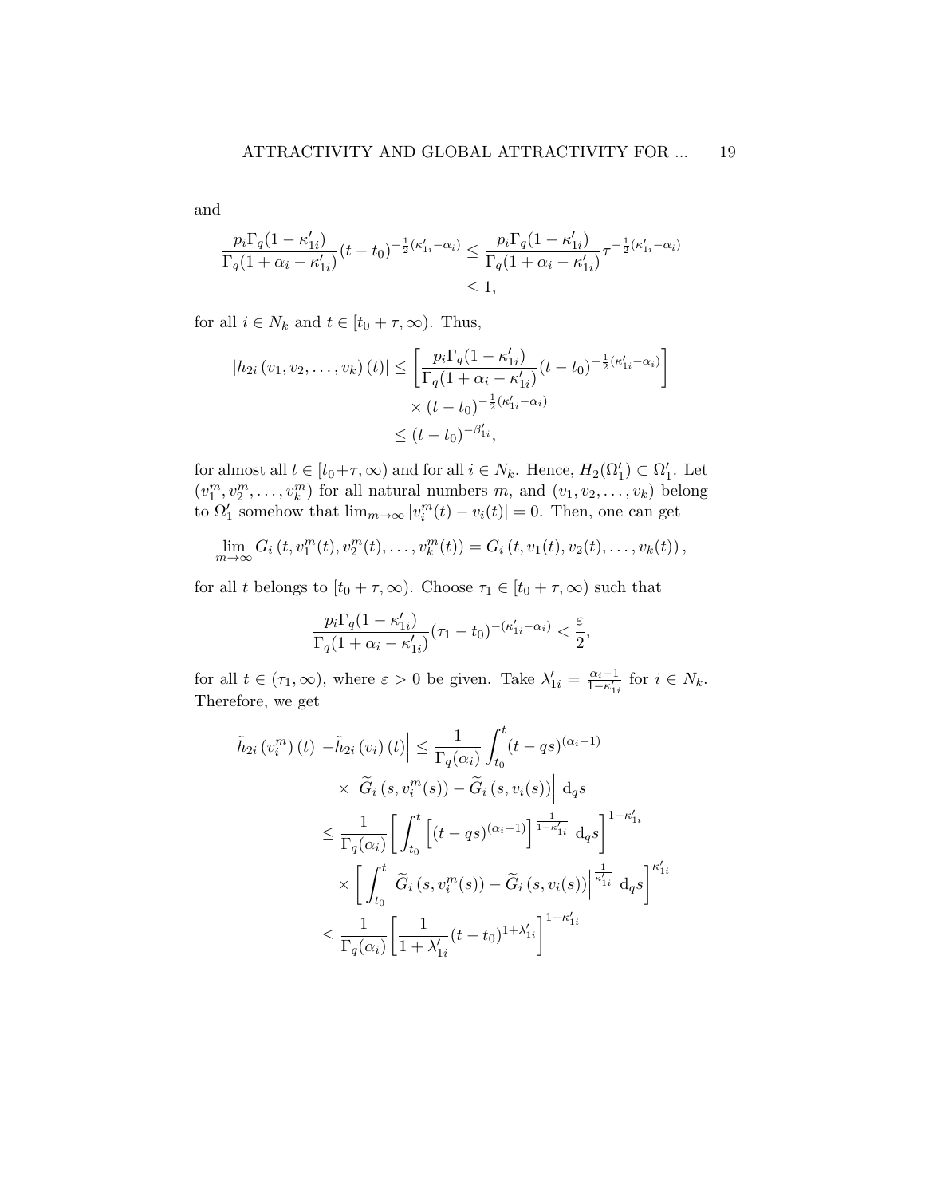and

$$\frac{p_i \Gamma_q(1-\kappa'_{1i})}{\Gamma_q(1+\alpha_i-\kappa'_{1i})}(t-t_0)^{-\frac{1}{2}(\kappa'_{1i}-\alpha_i)} \leq \frac{p_i \Gamma_q(1-\kappa'_{1i})}{\Gamma_q(1+\alpha_i-\kappa'_{1i})}\tau^{-\frac{1}{2}(\kappa'_{1i}-\alpha_i)} \leq 1,$$

for all $i \in N_k$ and $t \in [t_0+\tau, \infty)$. Thus,

$$\begin{aligned}
|h_{2i}(v_1, v_2, \ldots, v_k)(t)| &\leq \left[\frac{p_i \Gamma_q(1-\kappa'_{1i})}{\Gamma_q(1+\alpha_i-\kappa'_{1i})}(t-t_0)^{-\frac{1}{2}(\kappa'_{1i}-\alpha_i)}\right] \\
&\quad \times (t-t_0)^{-\frac{1}{2}(\kappa'_{1i}-\alpha_i)} \\
&\leq (t-t_0)^{-\beta'_{1i}},
\end{aligned}$$

for almost all $t \in [t_0+\tau, \infty)$ and for all $i \in N_k$. Hence, $H_2(\Omega'_1) \subset \Omega'_1$. Let $(v_1^m, v_2^m, \ldots, v_k^m)$ for all natural numbers $m$, and $(v_1, v_2, \ldots, v_k)$ belong to $\Omega'_1$ somehow that $\lim_{m\to\infty} |v_i^m(t) - v_i(t)| = 0$. Then, one can get

$$\lim_{m\to\infty} G_i\left(t, v_1^m(t), v_2^m(t), \ldots, v_k^m(t)\right) = G_i\left(t, v_1(t), v_2(t), \ldots, v_k(t)\right),$$

for all $t$ belongs to $[t_0+\tau, \infty)$. Choose $\tau_1 \in [t_0+\tau, \infty)$ such that

$$\frac{p_i \Gamma_q(1-\kappa'_{1i})}{\Gamma_q(1+\alpha_i-\kappa'_{1i})}(\tau_1-t_0)^{-(\kappa'_{1i}-\alpha_i)} < \frac{\varepsilon}{2},$$

for all $t \in (\tau_1, \infty)$, where $\varepsilon > 0$ be given. Take $\lambda'_{1i} = \frac{\alpha_i - 1}{1-\kappa'_{1i}}$ for $i \in N_k$. Therefore, we get

$$\begin{aligned}
\left|\tilde{h}_{2i}(v_i^m)(t) - \tilde{h}_{2i}(v_i)(t)\right| &\leq \frac{1}{\Gamma_q(\alpha_i)} \int_{t_0}^{t} (t-qs)^{(\alpha_i-1)} \\
&\quad \times \left|\widetilde{G}_i\left(s, v_i^m(s)\right) - \widetilde{G}_i\left(s, v_i(s)\right)\right| \, \mathrm{d}_q s \\
&\leq \frac{1}{\Gamma_q(\alpha_i)} \left[\int_{t_0}^{t} \left[(t-qs)^{(\alpha_i-1)}\right]^{\frac{1}{1-\kappa'_{1i}}} \, \mathrm{d}_q s\right]^{1-\kappa'_{1i}} \\
&\quad \times \left[\int_{t_0}^{t} \left|\widetilde{G}_i\left(s, v_i^m(s)\right) - \widetilde{G}_i\left(s, v_i(s)\right)\right|^{\frac{1}{\kappa'_{1i}}} \, \mathrm{d}_q s\right]^{\kappa'_{1i}} \\
&\leq \frac{1}{\Gamma_q(\alpha_i)} \left[\frac{1}{1+\lambda'_{1i}}(t-t_0)^{1+\lambda'_{1i}}\right]^{1-\kappa'_{1i}}
\end{aligned}$$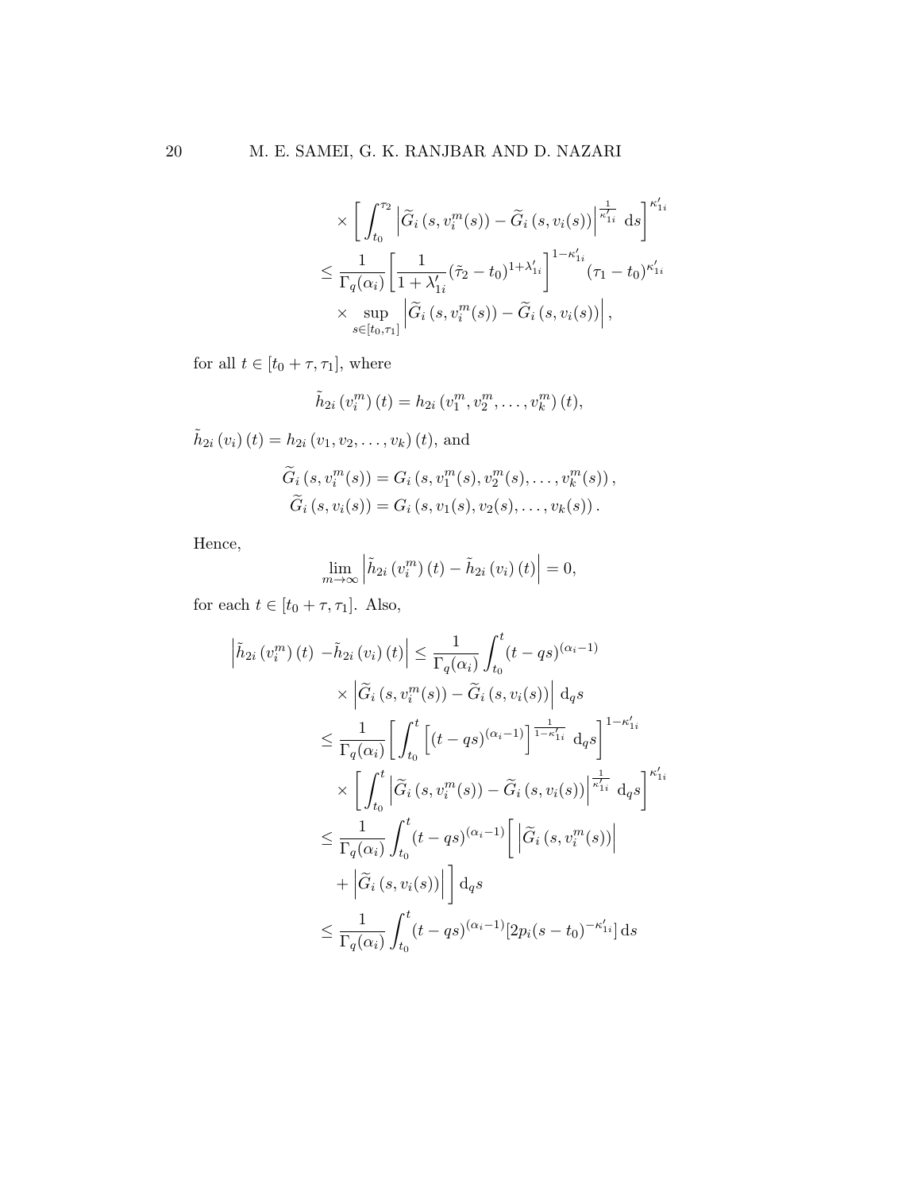$$
\begin{aligned}
&\times \left[ \int_{t_0}^{\tau_2} \left| \widetilde{G}_i\left(s, v_i^m(s)\right) - \widetilde{G}_i\left(s, v_i(s)\right) \right|^{\frac{1}{\kappa'_{1i}}} \, \mathrm{d}s \right]^{\kappa'_{1i}} \\
&\leq \frac{1}{\Gamma_q(\alpha_i)} \left[ \frac{1}{1+\lambda'_{1i}} (\tilde{\tau}_2 - t_0)^{1+\lambda'_{1i}} \right]^{1-\kappa'_{1i}} (\tau_1 - t_0)^{\kappa'_{1i}} \\
&\times \sup_{s \in [t_0, \tau_1]} \left| \widetilde{G}_i\left(s, v_i^m(s)\right) - \widetilde{G}_i\left(s, v_i(s)\right) \right|,
\end{aligned}
$$

for all $t \in [t_0 + \tau, \tau_1]$, where

$$
\tilde{h}_{2i}\left(v_i^m\right)(t) = h_{2i}\left(v_1^m, v_2^m, \ldots, v_k^m\right)(t),
$$

$\tilde{h}_{2i}\left(v_i\right)(t) = h_{2i}\left(v_1, v_2, \ldots, v_k\right)(t)$, and

$$
\begin{aligned}
\widetilde{G}_i\left(s, v_i^m(s)\right) &= G_i\left(s, v_1^m(s), v_2^m(s), \ldots, v_k^m(s)\right), \\
\widetilde{G}_i\left(s, v_i(s)\right) &= G_i\left(s, v_1(s), v_2(s), \ldots, v_k(s)\right).
\end{aligned}
$$

Hence,

$$
\lim_{m \to \infty} \left| \tilde{h}_{2i}\left(v_i^m\right)(t) - \tilde{h}_{2i}\left(v_i\right)(t) \right| = 0,
$$

for each $t \in [t_0 + \tau, \tau_1]$. Also,

$$
\begin{aligned}
\left| \tilde{h}_{2i}\left(v_i^m\right)(t) \right. &- \left. \tilde{h}_{2i}\left(v_i\right)(t) \right| \leq \frac{1}{\Gamma_q(\alpha_i)} \int_{t_0}^{t} (t - qs)^{(\alpha_i - 1)} \\
&\times \left| \widetilde{G}_i\left(s, v_i^m(s)\right) - \widetilde{G}_i\left(s, v_i(s)\right) \right| \, \mathrm{d}_q s \\
&\leq \frac{1}{\Gamma_q(\alpha_i)} \left[ \int_{t_0}^{t} \left[ (t - qs)^{(\alpha_i - 1)} \right]^{\frac{1}{1-\kappa'_{1i}}} \, \mathrm{d}_q s \right]^{1-\kappa'_{1i}} \\
&\times \left[ \int_{t_0}^{t} \left| \widetilde{G}_i\left(s, v_i^m(s)\right) - \widetilde{G}_i\left(s, v_i(s)\right) \right|^{\frac{1}{\kappa'_{1i}}} \, \mathrm{d}_q s \right]^{\kappa'_{1i}} \\
&\leq \frac{1}{\Gamma_q(\alpha_i)} \int_{t_0}^{t} (t - qs)^{(\alpha_i - 1)} \left[ \left| \widetilde{G}_i\left(s, v_i^m(s)\right) \right| \right. \\
&\quad + \left. \left| \widetilde{G}_i\left(s, v_i(s)\right) \right| \right] \mathrm{d}_q s \\
&\leq \frac{1}{\Gamma_q(\alpha_i)} \int_{t_0}^{t} (t - qs)^{(\alpha_i - 1)} [2 p_i (s - t_0)^{-\kappa'_{1i}}] \, \mathrm{d}s
\end{aligned}
$$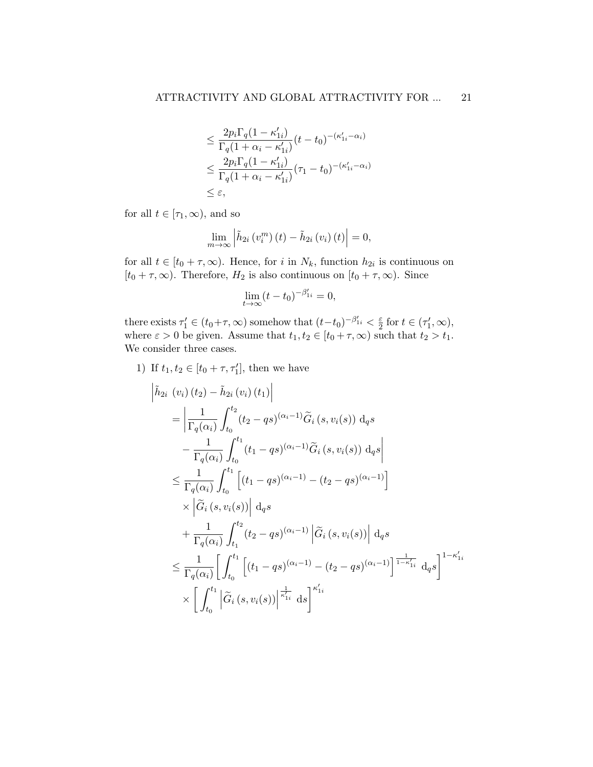$$
\begin{aligned}
&\leq \frac{2p_i\Gamma_q(1-\kappa'_{1i})}{\Gamma_q(1+\alpha_i-\kappa'_{1i})}(t-t_0)^{-(\kappa'_{1i}-\alpha_i)} \\
&\leq \frac{2p_i\Gamma_q(1-\kappa'_{1i})}{\Gamma_q(1+\alpha_i-\kappa'_{1i})}(\tau_1-t_0)^{-(\kappa'_{1i}-\alpha_i)} \\
&\leq \varepsilon,
\end{aligned}
$$

for all $t \in [\tau_1, \infty)$, and so

$$
\lim_{m\to\infty} \left| \tilde{h}_{2i}\left(v_i^m\right)(t) - \tilde{h}_{2i}\left(v_i\right)(t) \right| = 0,
$$

for all $t \in [t_0+\tau, \infty)$. Hence, for $i$ in $N_k$, function $h_{2i}$ is continuous on $[t_0+\tau, \infty)$. Therefore, $H_2$ is also continuous on $[t_0+\tau, \infty)$. Since

$$
\lim_{t\to\infty} (t-t_0)^{-\beta'_{1i}} = 0,
$$

there exists $\tau'_1 \in (t_0+\tau, \infty)$ somehow that $(t-t_0)^{-\beta'_{1i}} < \frac{\varepsilon}{2}$ for $t \in (\tau'_1, \infty)$, where $\varepsilon > 0$ be given. Assume that $t_1, t_2 \in [t_0+\tau, \infty)$ such that $t_2 > t_1$. We consider three cases.

1) If $t_1, t_2 \in [t_0+\tau, \tau'_1]$, then we have

$$
\begin{aligned}
&\left| \tilde{h}_{2i}\left(v_i\right)(t_2) - \tilde{h}_{2i}\left(v_i\right)(t_1) \right| \\
&= \left| \frac{1}{\Gamma_q(\alpha_i)} \int_{t_0}^{t_2} (t_2-qs)^{(\alpha_i-1)} \widetilde{G}_i\left(s, v_i(s)\right) \mathrm{d}_q s \right. \\
&\quad \left. - \frac{1}{\Gamma_q(\alpha_i)} \int_{t_0}^{t_1} (t_1-qs)^{(\alpha_i-1)} \widetilde{G}_i\left(s, v_i(s)\right) \mathrm{d}_q s \right| \\
&\leq \frac{1}{\Gamma_q(\alpha_i)} \int_{t_0}^{t_1} \left[ (t_1-qs)^{(\alpha_i-1)} - (t_2-qs)^{(\alpha_i-1)} \right] \\
&\quad \times \left| \widetilde{G}_i\left(s, v_i(s)\right) \right| \mathrm{d}_q s \\
&\quad + \frac{1}{\Gamma_q(\alpha_i)} \int_{t_1}^{t_2} (t_2-qs)^{(\alpha_i-1)} \left| \widetilde{G}_i\left(s, v_i(s)\right) \right| \mathrm{d}_q s \\
&\leq \frac{1}{\Gamma_q(\alpha_i)} \left[ \int_{t_0}^{t_1} \left[ (t_1-qs)^{(\alpha_i-1)} - (t_2-qs)^{(\alpha_i-1)} \right]^{\frac{1}{1-\kappa'_{1i}}} \mathrm{d}_q s \right]^{1-\kappa'_{1i}} \\
&\quad \times \left[ \int_{t_0}^{t_1} \left| \widetilde{G}_i\left(s, v_i(s)\right) \right|^{\frac{1}{\kappa'_{1i}}} \mathrm{d}s \right]^{\kappa'_{1i}}
\end{aligned}
$$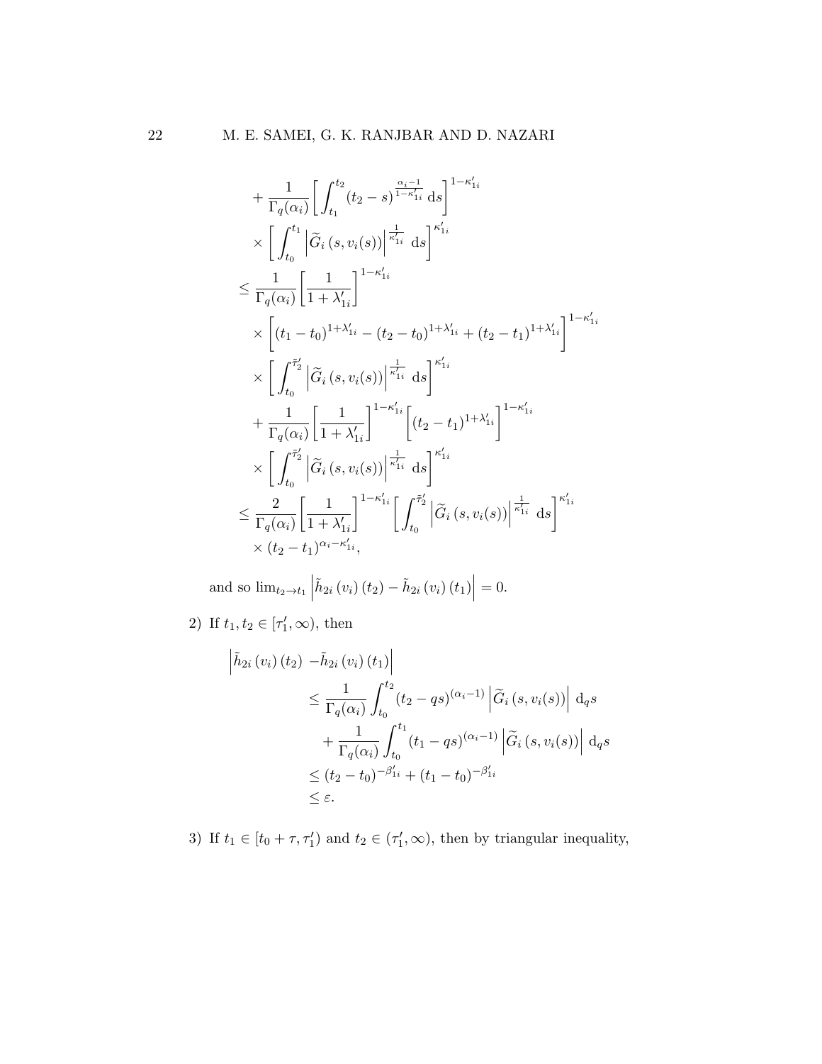$$
\begin{aligned}
&+ \frac{1}{\Gamma_q(\alpha_i)} \bigg[ \int_{t_1}^{t_2} (t_2 - s)^{\frac{\alpha_i - 1}{1-\kappa'_{1i}}} \,\mathrm{d}s \bigg]^{1-\kappa'_{1i}} \\
&\times \bigg[ \int_{t_0}^{t_1} \Big| \widetilde{G}_i\left(s, v_i(s)\right) \Big|^{\frac{1}{\kappa'_{1i}}} \,\mathrm{d}s \bigg]^{\kappa'_{1i}} \\
&\leq \frac{1}{\Gamma_q(\alpha_i)} \bigg[ \frac{1}{1+\lambda'_{1i}} \bigg]^{1-\kappa'_{1i}} \\
&\times \bigg[ (t_1 - t_0)^{1+\lambda'_{1i}} - (t_2 - t_0)^{1+\lambda'_{1i}} + (t_2 - t_1)^{1+\lambda'_{1i}} \bigg]^{1-\kappa'_{1i}} \\
&\times \bigg[ \int_{t_0}^{\tilde{\tau}'_2} \Big| \widetilde{G}_i\left(s, v_i(s)\right) \Big|^{\frac{1}{\kappa'_{1i}}} \,\mathrm{d}s \bigg]^{\kappa'_{1i}} \\
&+ \frac{1}{\Gamma_q(\alpha_i)} \bigg[ \frac{1}{1+\lambda'_{1i}} \bigg]^{1-\kappa'_{1i}} \bigg[ (t_2 - t_1)^{1+\lambda'_{1i}} \bigg]^{1-\kappa'_{1i}} \\
&\times \bigg[ \int_{t_0}^{\tilde{\tau}'_2} \Big| \widetilde{G}_i\left(s, v_i(s)\right) \Big|^{\frac{1}{\kappa'_{1i}}} \,\mathrm{d}s \bigg]^{\kappa'_{1i}} \\
&\leq \frac{2}{\Gamma_q(\alpha_i)} \bigg[ \frac{1}{1+\lambda'_{1i}} \bigg]^{1-\kappa'_{1i}} \bigg[ \int_{t_0}^{\tilde{\tau}'_2} \Big| \widetilde{G}_i\left(s, v_i(s)\right) \Big|^{\frac{1}{\kappa'_{1i}}} \,\mathrm{d}s \bigg]^{\kappa'_{1i}} \\
&\times (t_2 - t_1)^{\alpha_i - \kappa'_{1i}},
\end{aligned}
$$

and so $\lim_{t_2 \to t_1} \left| \tilde{h}_{2i}\left(v_i\right)(t_2) - \tilde{h}_{2i}\left(v_i\right)(t_1) \right| = 0$.

2) If $t_1, t_2 \in [\tau'_1, \infty)$, then

$$
\begin{aligned}
\Big| \tilde{h}_{2i}\left(v_i\right)(t_2) &- \tilde{h}_{2i}\left(v_i\right)(t_1) \Big| \\
&\leq \frac{1}{\Gamma_q(\alpha_i)} \int_{t_0}^{t_2} (t_2 - qs)^{(\alpha_i - 1)} \left| \widetilde{G}_i\left(s, v_i(s)\right) \right| \,\mathrm{d}_q s \\
&\quad + \frac{1}{\Gamma_q(\alpha_i)} \int_{t_0}^{t_1} (t_1 - qs)^{(\alpha_i - 1)} \left| \widetilde{G}_i\left(s, v_i(s)\right) \right| \,\mathrm{d}_q s \\
&\leq (t_2 - t_0)^{-\beta'_{1i}} + (t_1 - t_0)^{-\beta'_{1i}} \\
&\leq \varepsilon.
\end{aligned}
$$

3) If $t_1 \in [t_0 + \tau, \tau'_1)$ and $t_2 \in (\tau'_1, \infty)$, then by triangular inequality,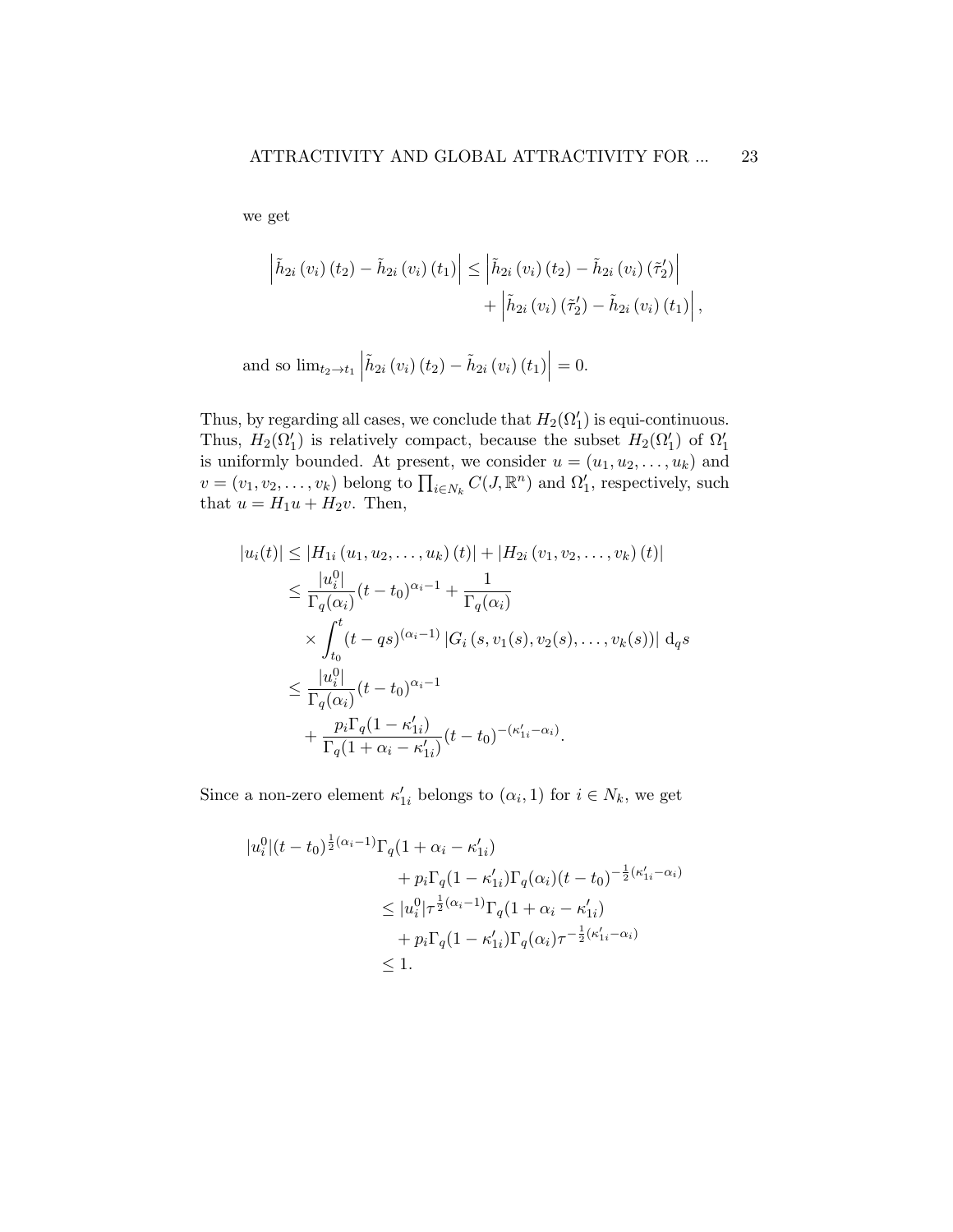we get

$$
\begin{aligned}
\left|\tilde{h}_{2i}\left(v_i\right)\left(t_2\right)-\tilde{h}_{2i}\left(v_i\right)\left(t_1\right)\right| \leq & \left|\tilde{h}_{2i}\left(v_i\right)\left(t_2\right)-\tilde{h}_{2i}\left(v_i\right)\left(\tilde{\tau}_2^{\prime}\right)\right| \\
& +\left|\tilde{h}_{2i}\left(v_i\right)\left(\tilde{\tau}_2^{\prime}\right)-\tilde{h}_{2i}\left(v_i\right)\left(t_1\right)\right|,
\end{aligned}
$$

and so $\lim_{t_2 \rightarrow t_1}\left|\tilde{h}_{2i}\left(v_i\right)\left(t_2\right)-\tilde{h}_{2i}\left(v_i\right)\left(t_1\right)\right|=0$.

Thus, by regarding all cases, we conclude that $H_2(\Omega_1^{\prime})$ is equi-continuous. Thus, $H_2(\Omega_1^{\prime})$ is relatively compact, because the subset $H_2(\Omega_1^{\prime})$ of $\Omega_1^{\prime}$ is uniformly bounded. At present, we consider $u=(u_1, u_2, \ldots, u_k)$ and $v=(v_1, v_2, \ldots, v_k)$ belong to $\prod_{i \in N_k} C(J, \mathbb{R}^n)$ and $\Omega_1^{\prime}$, respectively, such that $u=H_1 u+H_2 v$. Then,

$$
\begin{aligned}
\left|u_i(t)\right| & \leq\left|H_{1i}\left(u_1, u_2, \ldots, u_k\right)(t)\right|+\left|H_{2i}\left(v_1, v_2, \ldots, v_k\right)(t)\right| \\
& \leq \frac{|u_i^0|}{\Gamma_q(\alpha_i)}(t-t_0)^{\alpha_i-1}+\frac{1}{\Gamma_q(\alpha_i)} \\
& \quad \times \int_{t_0}^t(t-q s)^{(\alpha_i-1)}\left|G_i\left(s, v_1(s), v_2(s), \ldots, v_k(s)\right)\right| \mathrm{d}_q s \\
& \leq \frac{|u_i^0|}{\Gamma_q(\alpha_i)}(t-t_0)^{\alpha_i-1} \\
& \quad+\frac{p_i \Gamma_q(1-\kappa_{1i}^{\prime})}{\Gamma_q(1+\alpha_i-\kappa_{1i}^{\prime})}(t-t_0)^{-(\kappa_{1_i}^{\prime}-\alpha_i)} .
\end{aligned}
$$

Since a non-zero element $\kappa_{1i}^{\prime}$ belongs to $(\alpha_i, 1)$ for $i \in N_k$, we get

$$
\begin{aligned}
|u_i^0|(t-t_0)^{\frac{1}{2}(\alpha_i-1)} & \Gamma_q(1+\alpha_i-\kappa_{1i}^{\prime}) \\
& +p_i \Gamma_q(1-\kappa_{1i}^{\prime}) \Gamma_q(\alpha_i)(t-t_0)^{-\frac{1}{2}(\kappa_{1_i}^{\prime}-\alpha_i)} \\
& \leq|u_i^0| \tau^{\frac{1}{2}(\alpha_i-1)} \Gamma_q(1+\alpha_i-\kappa_{1i}^{\prime}) \\
& \quad+p_i \Gamma_q(1-\kappa_{1i}^{\prime}) \Gamma_q(\alpha_i) \tau^{-\frac{1}{2}(\kappa_{1_i}^{\prime}-\alpha_i)} \\
& \leq 1 .
\end{aligned}
$$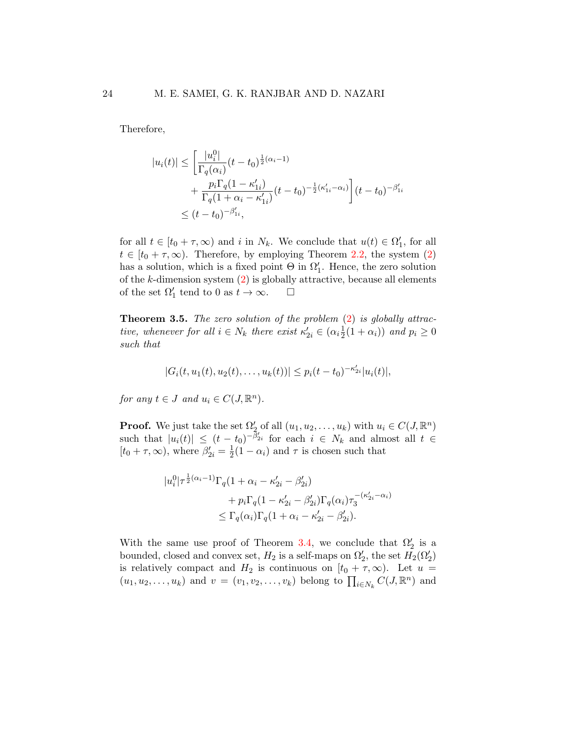Therefore,

$$
\begin{aligned}
|u_i(t)| &\leq \left[ \frac{|u_i^0|}{\Gamma_q(\alpha_i)} (t - t_0)^{\frac{1}{2}(\alpha_i - 1)} \right. \\
&\qquad \left. + \frac{p_i \Gamma_q(1 - \kappa'_{1i})}{\Gamma_q(1 + \alpha_i - \kappa'_{1i})} (t - t_0)^{-\frac{1}{2}(\kappa'_{1i} - \alpha_i)} \right] (t - t_0)^{-\beta'_{1i}} \\
&\leq (t - t_0)^{-\beta'_{1i}},
\end{aligned}
$$

for all $t \in [t_0 + \tau, \infty)$ and $i$ in $N_k$. We conclude that $u(t) \in \Omega'_1$, for all $t \in [t_0 + \tau, \infty)$. Therefore, by employing Theorem 2.2, the system (2) has a solution, which is a fixed point $\Theta$ in $\Omega'_1$. Hence, the zero solution of the $k$-dimension system (2) is globally attractive, because all elements of the set $\Omega'_1$ tend to 0 as $t \to \infty$. $\square$

**Theorem 3.5.** *The zero solution of the problem (2) is globally attractive, whenever for all $i \in N_k$ there exist $\kappa'_{2i} \in (\alpha_i \frac{1}{2}(1 + \alpha_i))$ and $p_i \geq 0$ such that*

$$
|G_i(t, u_1(t), u_2(t), \dots, u_k(t))| \leq p_i (t - t_0)^{-\kappa'_{2i}} |u_i(t)|,
$$

*for any $t \in J$ and $u_i \in C(J, \mathbb{R}^n)$.*

**Proof.** We just take the set $\Omega'_2$ of all $(u_1, u_2, \dots, u_k)$ with $u_i \in C(J, \mathbb{R}^n)$ such that $|u_i(t)| \leq (t - t_0)^{-\beta'_{2i}}$ for each $i \in N_k$ and almost all $t \in [t_0 + \tau, \infty)$, where $\beta'_{2i} = \frac{1}{2}(1 - \alpha_i)$ and $\tau$ is chosen such that

$$
\begin{aligned}
|u_i^0| \tau^{\frac{1}{2}(\alpha_i - 1)} &\Gamma_q(1 + \alpha_i - \kappa'_{2i} - \beta'_{2i}) \\
&+ p_i \Gamma_q(1 - \kappa'_{2i} - \beta'_{2i}) \Gamma_q(\alpha_i) \tau_3^{-(\kappa'_{2i} - \alpha_i)} \\
&\leq \Gamma_q(\alpha_i) \Gamma_q(1 + \alpha_i - \kappa'_{2i} - \beta'_{2i}).
\end{aligned}
$$

With the same use proof of Theorem 3.4, we conclude that $\Omega'_2$ is a bounded, closed and convex set, $H_2$ is a self-maps on $\Omega'_2$, the set $H_2(\Omega'_2)$ is relatively compact and $H_2$ is continuous on $[t_0 + \tau, \infty)$. Let $u = (u_1, u_2, \dots, u_k)$ and $v = (v_1, v_2, \dots, v_k)$ belong to $\prod_{i \in N_k} C(J, \mathbb{R}^n)$ and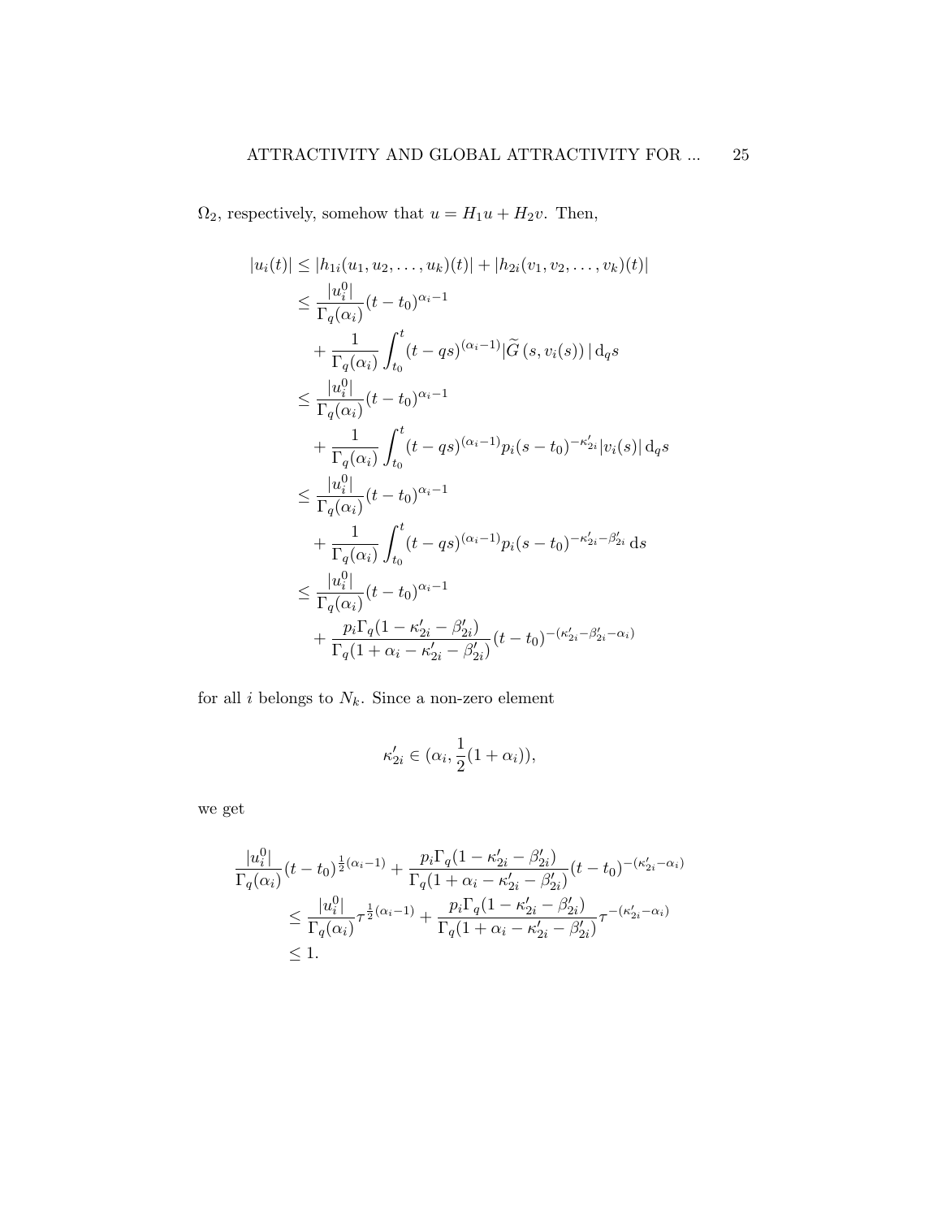$\Omega_2$, respectively, somehow that $u = H_1 u + H_2 v$. Then,

$$
\begin{aligned}
|u_i(t)| &\leq |h_{1i}(u_1, u_2, \ldots, u_k)(t)| + |h_{2i}(v_1, v_2, \ldots, v_k)(t)| \\
&\leq \frac{|u_i^0|}{\Gamma_q(\alpha_i)}(t-t_0)^{\alpha_i - 1} \\
&\quad + \frac{1}{\Gamma_q(\alpha_i)} \int_{t_0}^{t} (t - qs)^{(\alpha_i - 1)} |\widetilde{G}\left(s, v_i(s)\right)| \, \mathrm{d}_q s \\
&\leq \frac{|u_i^0|}{\Gamma_q(\alpha_i)}(t-t_0)^{\alpha_i - 1} \\
&\quad + \frac{1}{\Gamma_q(\alpha_i)} \int_{t_0}^{t} (t - qs)^{(\alpha_i - 1)} p_i (s - t_0)^{-\kappa'_{2i}} |v_i(s)| \, \mathrm{d}_q s \\
&\leq \frac{|u_i^0|}{\Gamma_q(\alpha_i)}(t-t_0)^{\alpha_i - 1} \\
&\quad + \frac{1}{\Gamma_q(\alpha_i)} \int_{t_0}^{t} (t - qs)^{(\alpha_i - 1)} p_i (s - t_0)^{-\kappa'_{2i} - \beta'_{2i}} \, \mathrm{d}s \\
&\leq \frac{|u_i^0|}{\Gamma_q(\alpha_i)}(t-t_0)^{\alpha_i - 1} \\
&\quad + \frac{p_i \Gamma_q(1 - \kappa'_{2i} - \beta'_{2i})}{\Gamma_q(1 + \alpha_i - \kappa'_{2i} - \beta'_{2i})}(t - t_0)^{-(\kappa'_{2i} - \beta'_{2i} - \alpha_i)}
\end{aligned}
$$

for all $i$ belongs to $N_k$. Since a non-zero element

$$
\kappa'_{2i} \in (\alpha_i, \frac{1}{2}(1 + \alpha_i)),
$$

we get

$$
\begin{aligned}
&\frac{|u_i^0|}{\Gamma_q(\alpha_i)}(t-t_0)^{\frac{1}{2}(\alpha_i - 1)} + \frac{p_i \Gamma_q(1 - \kappa'_{2i} - \beta'_{2i})}{\Gamma_q(1 + \alpha_i - \kappa'_{2i} - \beta'_{2i})}(t - t_0)^{-(\kappa'_{2i} - \alpha_i)} \\
&\quad \leq \frac{|u_i^0|}{\Gamma_q(\alpha_i)} \tau^{\frac{1}{2}(\alpha_i - 1)} + \frac{p_i \Gamma_q(1 - \kappa'_{2i} - \beta'_{2i})}{\Gamma_q(1 + \alpha_i - \kappa'_{2i} - \beta'_{2i})} \tau^{-(\kappa'_{2i} - \alpha_i)} \\
&\quad \leq 1.
\end{aligned}
$$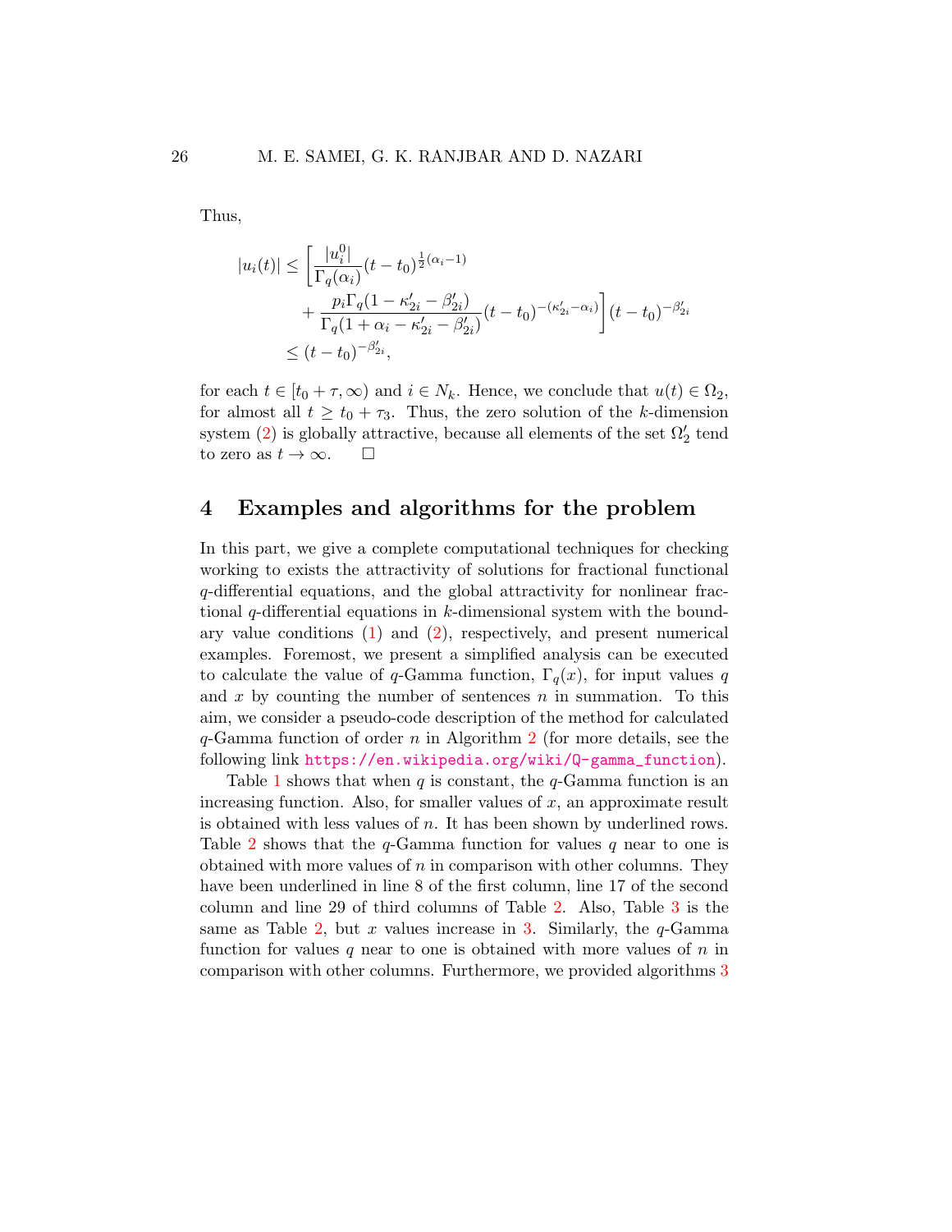Thus,

$$
\begin{aligned}
|u_i(t)| &\leq \left[ \frac{|u_i^0|}{\Gamma_q(\alpha_i)} (t-t_0)^{\frac{1}{2}(\alpha_i - 1)} \right. \\
&\quad \left. + \frac{p_i \Gamma_q(1-\kappa'_{2i} - \beta'_{2i})}{\Gamma_q(1+\alpha_i - \kappa'_{2i} - \beta'_{2i})} (t-t_0)^{-(\kappa'_{2i} - \alpha_i)} \right] (t-t_0)^{-\beta'_{2i}} \\
&\leq (t-t_0)^{-\beta'_{2i}},
\end{aligned}
$$

for each $t \in [t_0 + \tau, \infty)$ and $i \in N_k$. Hence, we conclude that $u(t) \in \Omega_2$, for almost all $t \geq t_0 + \tau_3$. Thus, the zero solution of the $k$-dimension system (2) is globally attractive, because all elements of the set $\Omega'_2$ tend to zero as $t \to \infty$. □

## 4 Examples and algorithms for the problem

In this part, we give a complete computational techniques for checking working to exists the attractivity of solutions for fractional functional $q$-differential equations, and the global attractivity for nonlinear fractional $q$-differential equations in $k$-dimensional system with the boundary value conditions (1) and (2), respectively, and present numerical examples. Foremost, we present a simplified analysis can be executed to calculate the value of $q$-Gamma function, $\Gamma_q(x)$, for input values $q$ and $x$ by counting the number of sentences $n$ in summation. To this aim, we consider a pseudo-code description of the method for calculated $q$-Gamma function of order $n$ in Algorithm 2 (for more details, see the following link https://en.wikipedia.org/wiki/Q-gamma_function).

Table 1 shows that when $q$ is constant, the $q$-Gamma function is an increasing function. Also, for smaller values of $x$, an approximate result is obtained with less values of $n$. It has been shown by underlined rows. Table 2 shows that the $q$-Gamma function for values $q$ near to one is obtained with more values of $n$ in comparison with other columns. They have been underlined in line 8 of the first column, line 17 of the second column and line 29 of third columns of Table 2. Also, Table 3 is the same as Table 2, but $x$ values increase in 3. Similarly, the $q$-Gamma function for values $q$ near to one is obtained with more values of $n$ in comparison with other columns. Furthermore, we provided algorithms 3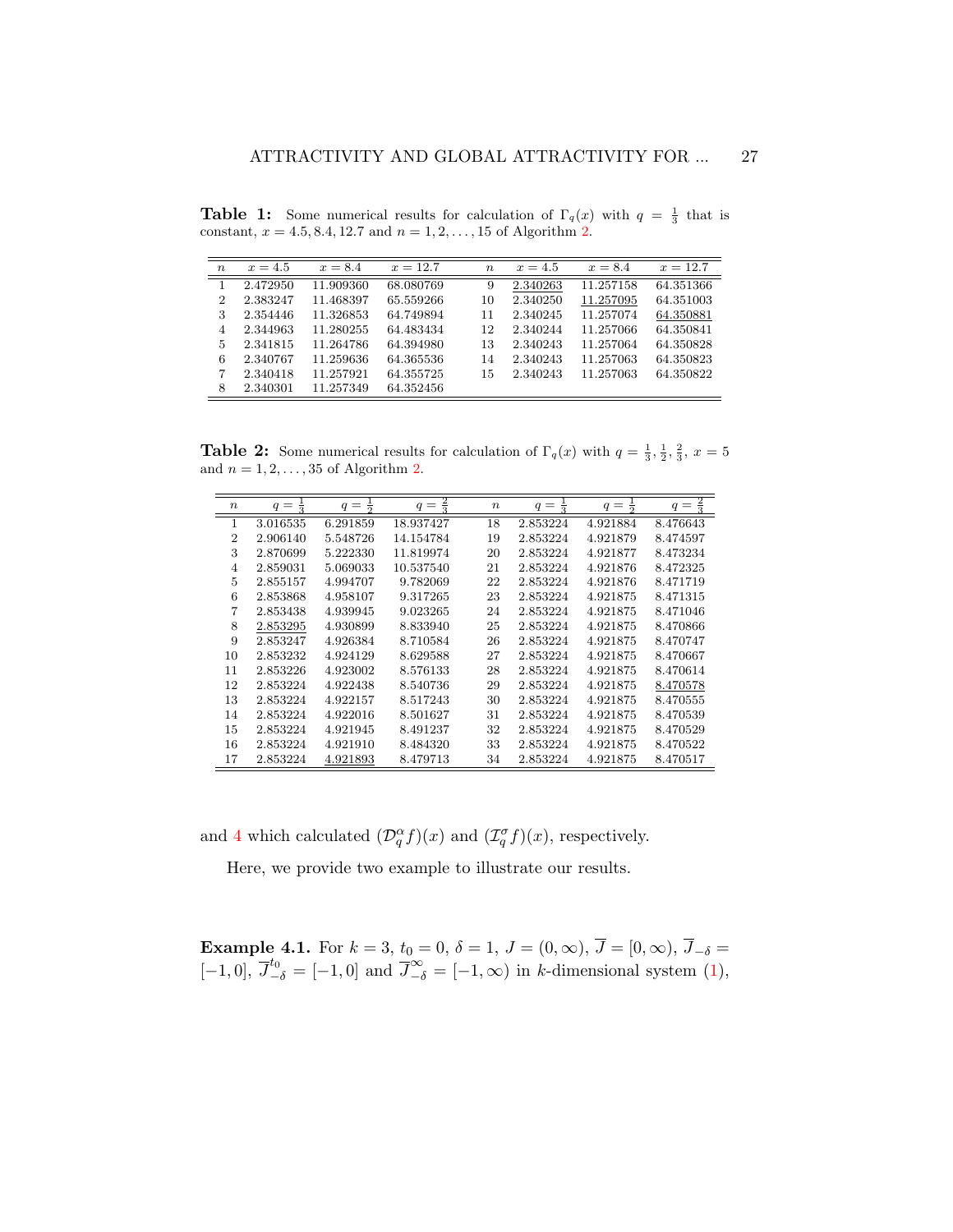**Table 1:** Some numerical results for calculation of $\Gamma_q(x)$ with $q = \frac{1}{3}$ that is constant, $x = 4.5, 8.4, 12.7$ and $n = 1, 2, \ldots, 15$ of Algorithm 2.

| $n$ | $x = 4.5$ | $x = 8.4$ | $x = 12.7$ | $n$ | $x = 4.5$ | $x = 8.4$ | $x = 12.7$ |
|---|---|---|---|---|---|---|---|
| 1 | 2.472950 | 11.909360 | 68.080769 | 9 | <u>2.340263</u> | 11.257158 | 64.351366 |
| 2 | 2.383247 | 11.468397 | 65.559266 | 10 | 2.340250 | <u>11.257095</u> | 64.351003 |
| 3 | 2.354446 | 11.326853 | 64.749894 | 11 | 2.340245 | 11.257074 | <u>64.350881</u> |
| 4 | 2.344963 | 11.280255 | 64.483434 | 12 | 2.340244 | 11.257066 | 64.350841 |
| 5 | 2.341815 | 11.264786 | 64.394980 | 13 | 2.340243 | 11.257064 | 64.350828 |
| 6 | 2.340767 | 11.259636 | 64.365536 | 14 | 2.340243 | 11.257063 | 64.350823 |
| 7 | 2.340418 | 11.257921 | 64.355725 | 15 | 2.340243 | 11.257063 | 64.350822 |
| 8 | 2.340301 | 11.257349 | 64.352456 | | | | |

**Table 2:** Some numerical results for calculation of $\Gamma_q(x)$ with $q = \frac{1}{3}, \frac{1}{2}, \frac{2}{3}$, $x = 5$ and $n = 1, 2, \ldots, 35$ of Algorithm 2.

| $n$ | $q = \frac{1}{3}$ | $q = \frac{1}{2}$ | $q = \frac{2}{3}$ | $n$ | $q = \frac{1}{3}$ | $q = \frac{1}{2}$ | $q = \frac{2}{3}$ |
|---|---|---|---|---|---|---|---|
| 1 | 3.016535 | 6.291859 | 18.937427 | 18 | 2.853224 | 4.921884 | 8.476643 |
| 2 | 2.906140 | 5.548726 | 14.154784 | 19 | 2.853224 | 4.921879 | 8.474597 |
| 3 | 2.870699 | 5.222330 | 11.819974 | 20 | 2.853224 | 4.921877 | 8.473234 |
| 4 | 2.859031 | 5.069033 | 10.537540 | 21 | 2.853224 | 4.921876 | 8.472325 |
| 5 | 2.855157 | 4.994707 | 9.782069 | 22 | 2.853224 | 4.921876 | 8.471719 |
| 6 | 2.853868 | 4.958107 | 9.317265 | 23 | 2.853224 | 4.921875 | 8.471315 |
| 7 | 2.853438 | 4.939945 | 9.023265 | 24 | 2.853224 | 4.921875 | 8.471046 |
| 8 | <u>2.853295</u> | 4.930899 | 8.833940 | 25 | 2.853224 | 4.921875 | 8.470866 |
| 9 | 2.853247 | 4.926384 | 8.710584 | 26 | 2.853224 | 4.921875 | 8.470747 |
| 10 | 2.853232 | 4.924129 | 8.629588 | 27 | 2.853224 | 4.921875 | 8.470667 |
| 11 | 2.853226 | 4.923002 | 8.576133 | 28 | 2.853224 | 4.921875 | 8.470614 |
| 12 | 2.853224 | 4.922438 | 8.540736 | 29 | 2.853224 | 4.921875 | <u>8.470578</u> |
| 13 | 2.853224 | 4.922157 | 8.517243 | 30 | 2.853224 | 4.921875 | 8.470555 |
| 14 | 2.853224 | 4.922016 | 8.501627 | 31 | 2.853224 | 4.921875 | 8.470539 |
| 15 | 2.853224 | 4.921945 | 8.491237 | 32 | 2.853224 | 4.921875 | 8.470529 |
| 16 | 2.853224 | 4.921910 | 8.484320 | 33 | 2.853224 | 4.921875 | 8.470522 |
| 17 | 2.853224 | <u>4.921893</u> | 8.479713 | 34 | 2.853224 | 4.921875 | 8.470517 |

and 4 which calculated $(\mathcal{D}_q^\alpha f)(x)$ and $(\mathcal{I}_q^\sigma f)(x)$, respectively.

Here, we provide two example to illustrate our results.

**Example 4.1.** For $k = 3$, $t_0 = 0$, $\delta = 1$, $J = (0, \infty)$, $\overline{J} = [0, \infty)$, $\overline{J}_{-\delta} = [-1, 0]$, $\overline{J}_{-\delta}^{t_0} = [-1, 0]$ and $\overline{J}_{-\delta}^{\infty} = [-1, \infty)$ in $k$-dimensional system (1),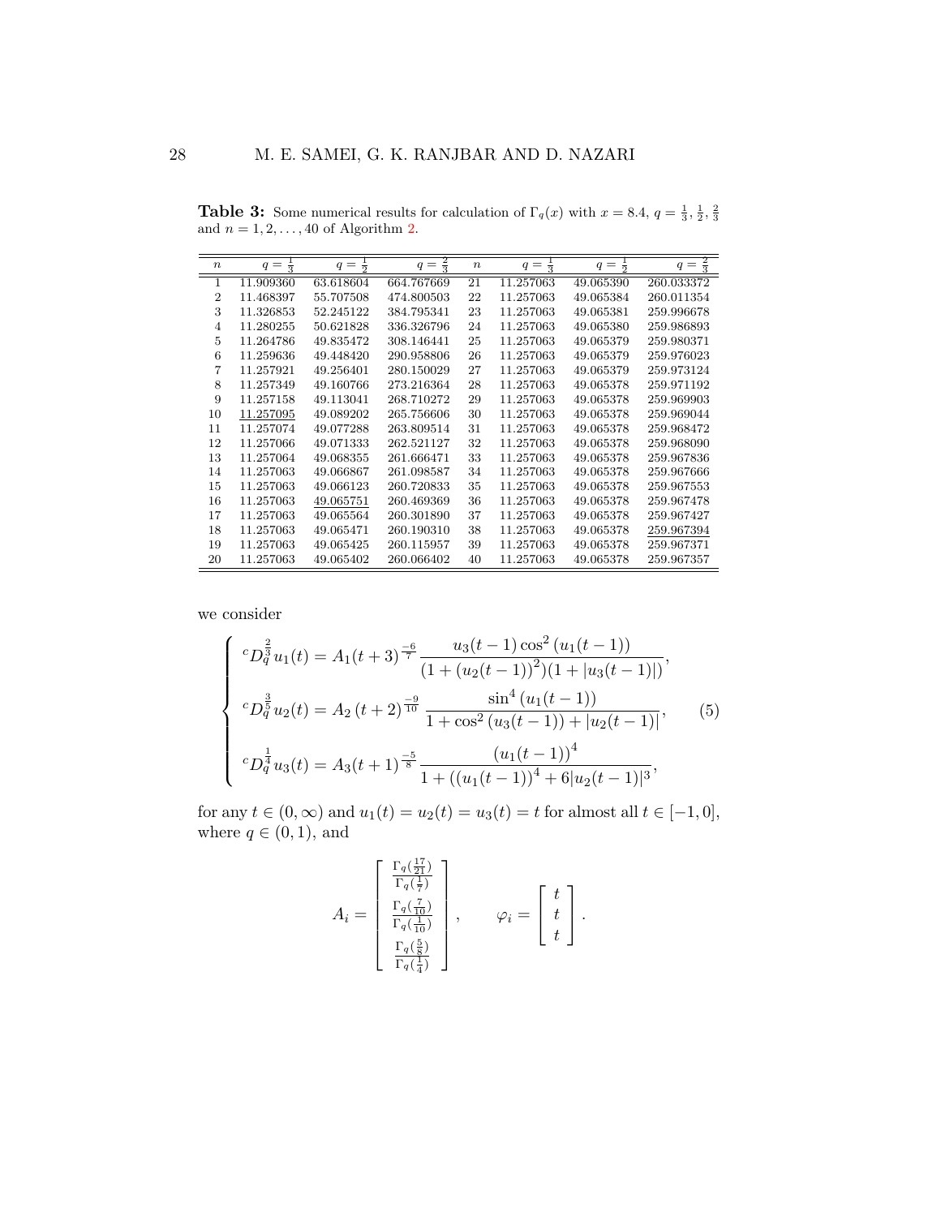**Table 3:** Some numerical results for calculation of $\Gamma_q(x)$ with $x = 8.4$, $q = \frac{1}{3}, \frac{1}{2}, \frac{2}{3}$ and $n = 1, 2, \dots, 40$ of Algorithm 2.

| $n$ | $q=\frac{1}{3}$ | $q=\frac{1}{2}$ | $q=\frac{2}{3}$ | $n$ | $q=\frac{1}{3}$ | $q=\frac{1}{2}$ | $q=\frac{2}{3}$ |
|---|---|---|---|---|---|---|---|
| 1 | 11.909360 | 63.618604 | 664.767669 | 21 | 11.257063 | 49.065390 | 260.033372 |
| 2 | 11.468397 | 55.707508 | 474.800503 | 22 | 11.257063 | 49.065384 | 260.011354 |
| 3 | 11.326853 | 52.245122 | 384.795341 | 23 | 11.257063 | 49.065381 | 259.996678 |
| 4 | 11.280255 | 50.621828 | 336.326796 | 24 | 11.257063 | 49.065380 | 259.986893 |
| 5 | 11.264786 | 49.835472 | 308.146441 | 25 | 11.257063 | 49.065379 | 259.980371 |
| 6 | 11.259636 | 49.448420 | 290.958806 | 26 | 11.257063 | 49.065379 | 259.976023 |
| 7 | 11.257921 | 49.256401 | 280.150029 | 27 | 11.257063 | 49.065379 | 259.973124 |
| 8 | 11.257349 | 49.160766 | 273.216364 | 28 | 11.257063 | 49.065378 | 259.971192 |
| 9 | 11.257158 | 49.113041 | 268.710272 | 29 | 11.257063 | 49.065378 | 259.969903 |
| 10 | 11.257095 | 49.089202 | 265.756606 | 30 | 11.257063 | 49.065378 | 259.969044 |
| 11 | 11.257074 | 49.077288 | 263.809514 | 31 | 11.257063 | 49.065378 | 259.968472 |
| 12 | 11.257066 | 49.071333 | 262.521127 | 32 | 11.257063 | 49.065378 | 259.968090 |
| 13 | 11.257064 | 49.068355 | 261.666471 | 33 | 11.257063 | 49.065378 | 259.967836 |
| 14 | 11.257063 | 49.066867 | 261.098587 | 34 | 11.257063 | 49.065378 | 259.967666 |
| 15 | 11.257063 | 49.066123 | 260.720833 | 35 | 11.257063 | 49.065378 | 259.967553 |
| 16 | 11.257063 | 49.065751 | 260.469369 | 36 | 11.257063 | 49.065378 | 259.967478 |
| 17 | 11.257063 | 49.065564 | 260.301890 | 37 | 11.257063 | 49.065378 | 259.967427 |
| 18 | 11.257063 | 49.065471 | 260.190310 | 38 | 11.257063 | 49.065378 | 259.967394 |
| 19 | 11.257063 | 49.065425 | 260.115957 | 39 | 11.257063 | 49.065378 | 259.967371 |
| 20 | 11.257063 | 49.065402 | 260.066402 | 40 | 11.257063 | 49.065378 | 259.967357 |

we consider

$$\begin{cases} {}^cD_q^{\frac{2}{3}} u_1(t) = A_1 (t+3)^{\frac{-6}{7}} \dfrac{u_3(t-1)\cos^2(u_1(t-1))}{(1+(u_2(t-1))^2)(1+|u_3(t-1)|)}, \\[2ex] {}^cD_q^{\frac{3}{5}} u_2(t) = A_2\,(t+2)^{\frac{-9}{10}} \, \dfrac{\sin^4(u_1(t-1))}{1+\cos^2(u_3(t-1)) + |u_2(t-1)|}, \\[2ex] {}^cD_q^{\frac{1}{4}} u_3(t) = A_3 (t+1)^{\frac{-5}{8}} \dfrac{(u_1(t-1))^4}{1+((u_1(t-1))^4 + 6|u_2(t-1)|^3}, \end{cases} \tag{5}$$

for any $t \in (0, \infty)$ and $u_1(t) = u_2(t) = u_3(t) = t$ for almost all $t \in [-1, 0]$, where $q \in (0, 1)$, and

$$A_i = \begin{bmatrix} \frac{\Gamma_q(\frac{17}{21})}{\Gamma_q(\frac{1}{7})} \\[1ex] \frac{\Gamma_q(\frac{7}{10})}{\Gamma_q(\frac{1}{10})} \\[1ex] \frac{\Gamma_q(\frac{5}{8})}{\Gamma_q(\frac{1}{4})} \end{bmatrix}, \qquad \varphi_i = \begin{bmatrix} t \\ t \\ t \end{bmatrix}.$$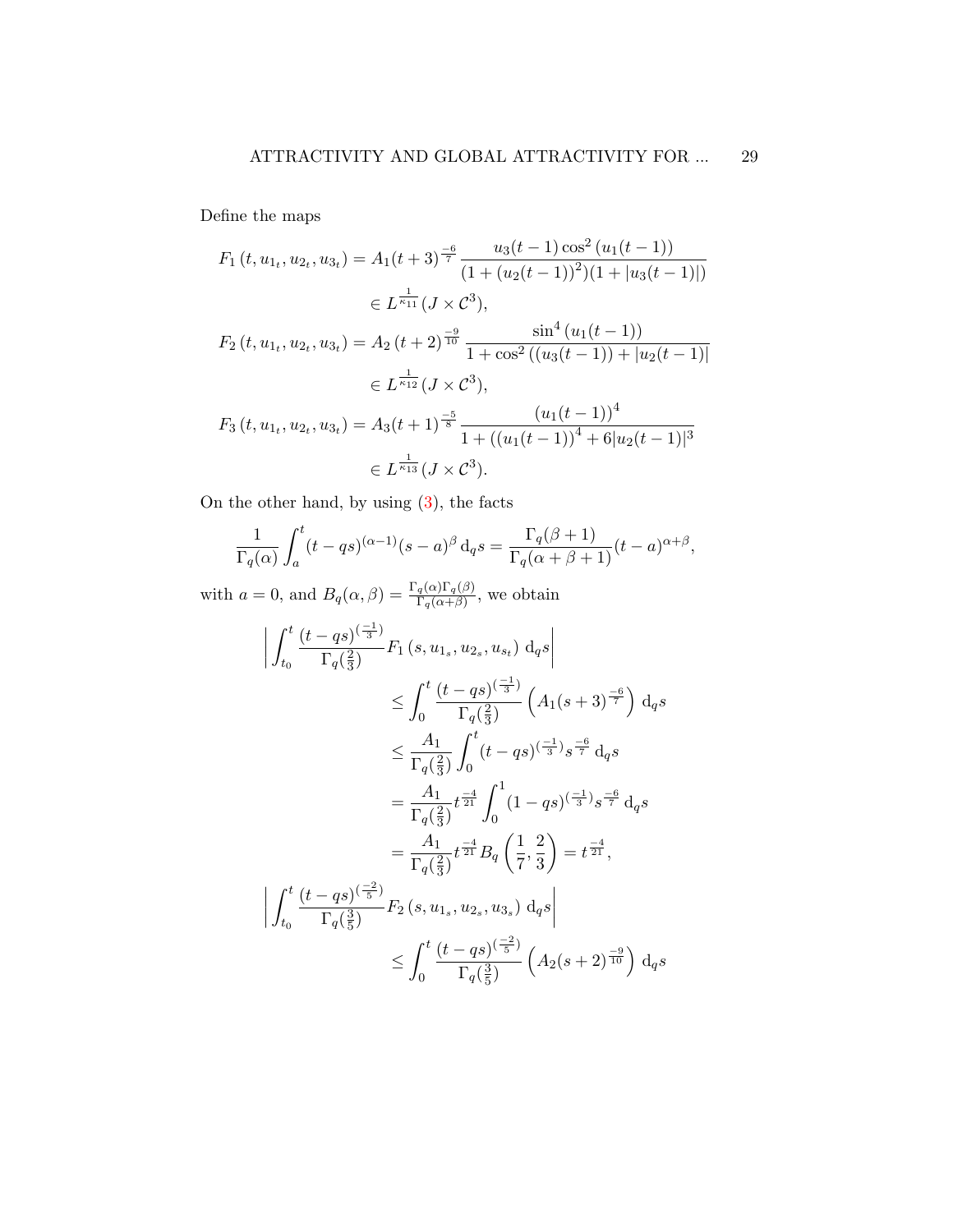Define the maps

$$
\begin{aligned}
F_1\left(t, u_{1_t}, u_{2_t}, u_{3_t}\right) &= A_1(t+3)^{\frac{-6}{7}} \frac{u_3(t-1)\cos^2\left(u_1(t-1)\right)}{(1+(u_2(t-1))^2)(1+|u_3(t-1)|)} \\
&\in L^{\frac{1}{\kappa_{11}}}(J \times \mathcal{C}^3), \\
F_2\left(t, u_{1_t}, u_{2_t}, u_{3_t}\right) &= A_2\left(t+2\right)^{\frac{-9}{10}} \frac{\sin^4\left(u_1(t-1)\right)}{1+\cos^2\left((u_3(t-1)) + |u_2(t-1)|\right.} \\
&\in L^{\frac{1}{\kappa_{12}}}(J \times \mathcal{C}^3), \\
F_3\left(t, u_{1_t}, u_{2_t}, u_{3_t}\right) &= A_3(t+1)^{\frac{-5}{8}} \frac{\left(u_1(t-1)\right)^4}{1+\left((u_1(t-1)\right)^4 + 6|u_2(t-1)|^3} \\
&\in L^{\frac{1}{\kappa_{13}}}(J \times \mathcal{C}^3).
\end{aligned}
$$

On the other hand, by using (3), the facts

$$
\frac{1}{\Gamma_q(\alpha)} \int_a^t (t-qs)^{(\alpha-1)}(s-a)^\beta \, \mathrm{d}_q s = \frac{\Gamma_q(\beta+1)}{\Gamma_q(\alpha+\beta+1)}(t-a)^{\alpha+\beta},
$$

with $a=0$, and $B_q(\alpha,\beta) = \frac{\Gamma_q(\alpha)\Gamma_q(\beta)}{\Gamma_q(\alpha+\beta)}$, we obtain

$$
\begin{aligned}
&\left| \int_{t_0}^t \frac{(t-qs)^{(\frac{-1}{3})}}{\Gamma_q(\frac{2}{3})} F_1\left(s, u_{1_s}, u_{2_s}, u_{s_t}\right) \, \mathrm{d}_q s \right| \\
&\qquad \leq \int_0^t \frac{(t-qs)^{(\frac{-1}{3})}}{\Gamma_q(\frac{2}{3})} \left( A_1(s+3)^{\frac{-6}{7}} \right) \mathrm{d}_q s \\
&\qquad \leq \frac{A_1}{\Gamma_q(\frac{2}{3})} \int_0^t (t-qs)^{(\frac{-1}{3})} s^{\frac{-6}{7}} \, \mathrm{d}_q s \\
&\qquad = \frac{A_1}{\Gamma_q(\frac{2}{3})} t^{\frac{-4}{21}} \int_0^1 (1-qs)^{(\frac{-1}{3})} s^{\frac{-6}{7}} \, \mathrm{d}_q s \\
&\qquad = \frac{A_1}{\Gamma_q(\frac{2}{3})} t^{\frac{-4}{21}} B_q\left(\frac{1}{7}, \frac{2}{3}\right) = t^{\frac{-4}{21}}, \\
&\left| \int_{t_0}^t \frac{(t-qs)^{(\frac{-2}{5})}}{\Gamma_q(\frac{3}{5})} F_2\left(s, u_{1_s}, u_{2_s}, u_{3_s}\right) \, \mathrm{d}_q s \right| \\
&\qquad \leq \int_0^t \frac{(t-qs)^{(\frac{-2}{5})}}{\Gamma_q(\frac{3}{5})} \left( A_2(s+2)^{\frac{-9}{10}} \right) \mathrm{d}_q s
\end{aligned}
$$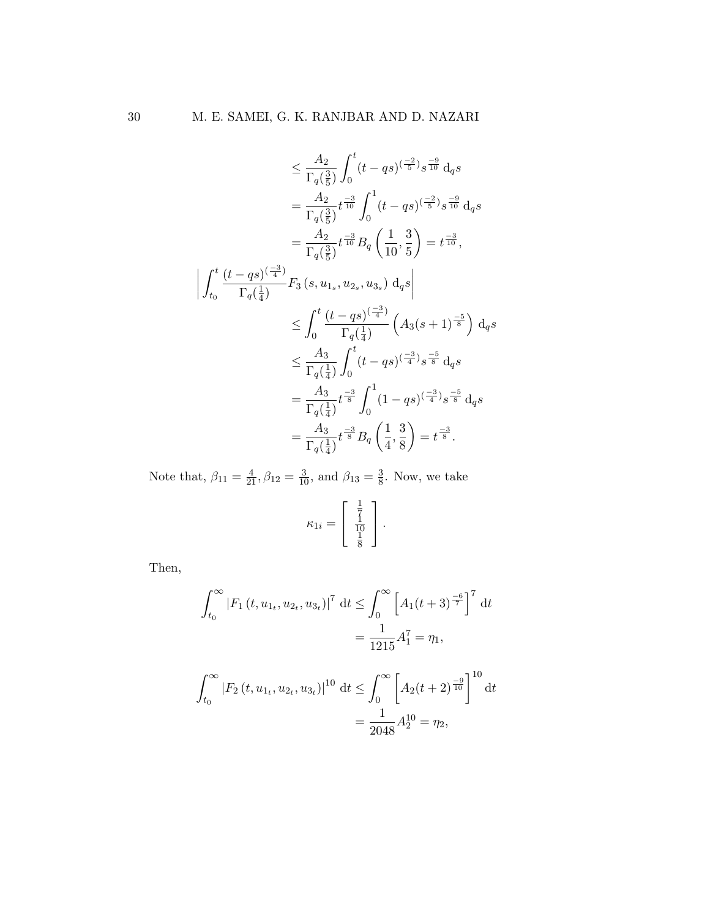$$
\begin{aligned}
&\leq \frac{A_2}{\Gamma_q(\frac{3}{5})} \int_0^t (t-qs)^{(\frac{-2}{5})} s^{\frac{-9}{10}} \, \mathrm{d}_q s \\
&= \frac{A_2}{\Gamma_q(\frac{3}{5})} t^{\frac{-3}{10}} \int_0^1 (t-qs)^{(\frac{-2}{5})} s^{\frac{-9}{10}} \, \mathrm{d}_q s \\
&= \frac{A_2}{\Gamma_q(\frac{3}{5})} t^{\frac{-3}{10}} B_q\left(\frac{1}{10}, \frac{3}{5}\right) = t^{\frac{-3}{10}},
\end{aligned}
$$

$$
\begin{aligned}
\left| \int_{t_0}^t \frac{(t-qs)^{(\frac{-3}{4})}}{\Gamma_q(\frac{1}{4})} F_3\left(s, u_{1_s}, u_{2_s}, u_{3_s}\right) \mathrm{d}_q s \right| \\
&\leq \int_0^t \frac{(t-qs)^{(\frac{-3}{4})}}{\Gamma_q(\frac{1}{4})} \left( A_3 (s+1)^{\frac{-5}{8}} \right) \mathrm{d}_q s \\
&\leq \frac{A_3}{\Gamma_q(\frac{1}{4})} \int_0^t (t-qs)^{(\frac{-3}{4})} s^{\frac{-5}{8}} \, \mathrm{d}_q s \\
&= \frac{A_3}{\Gamma_q(\frac{1}{4})} t^{\frac{-3}{8}} \int_0^1 (1-qs)^{(\frac{-3}{4})} s^{\frac{-5}{8}} \, \mathrm{d}_q s \\
&= \frac{A_3}{\Gamma_q(\frac{1}{4})} t^{\frac{-3}{8}} B_q\left(\frac{1}{4}, \frac{3}{8}\right) = t^{\frac{-3}{8}}.
\end{aligned}
$$

Note that, $\beta_{11} = \frac{4}{21}, \beta_{12} = \frac{3}{10}$, and $\beta_{13} = \frac{3}{8}$. Now, we take

$$
\kappa_{1i} = \begin{bmatrix} \frac{1}{7} \\ \frac{1}{10} \\ \frac{1}{8} \end{bmatrix}.
$$

Then,

$$
\begin{aligned}
\int_{t_0}^\infty \left| F_1\left(t, u_{1_t}, u_{2_t}, u_{3_t}\right) \right|^7 \, \mathrm{d}t &\leq \int_0^\infty \left[ A_1 (t+3)^{\frac{-6}{7}} \right]^7 \, \mathrm{d}t \\
&= \frac{1}{1215} A_1^7 = \eta_1,
\end{aligned}
$$

$$
\begin{aligned}
\int_{t_0}^\infty \left| F_2\left(t, u_{1_t}, u_{2_t}, u_{3_t}\right) \right|^{10} \, \mathrm{d}t &\leq \int_0^\infty \left[ A_2 (t+2)^{\frac{-9}{10}} \right]^{10} \, \mathrm{d}t \\
&= \frac{1}{2048} A_2^{10} = \eta_2,
\end{aligned}
$$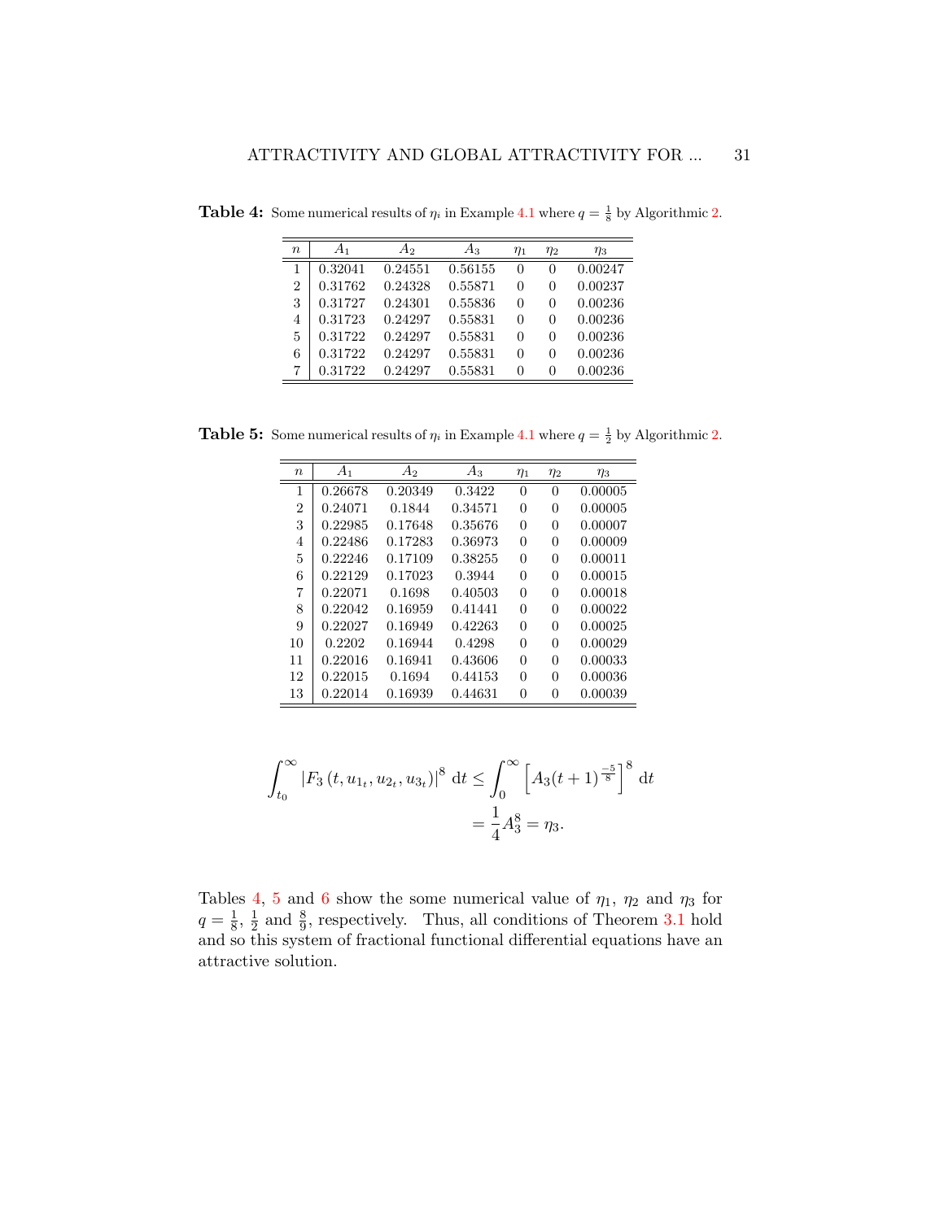**Table 4:** Some numerical results of $\eta_i$ in Example 4.1 where $q = \frac{1}{8}$ by Algorithmic 2.

| $n$ | $A_1$ | $A_2$ | $A_3$ | $\eta_1$ | $\eta_2$ | $\eta_3$ |
|---|---|---|---|---|---|---|
| 1 | 0.32041 | 0.24551 | 0.56155 | 0 | 0 | 0.00247 |
| 2 | 0.31762 | 0.24328 | 0.55871 | 0 | 0 | 0.00237 |
| 3 | 0.31727 | 0.24301 | 0.55836 | 0 | 0 | 0.00236 |
| 4 | 0.31723 | 0.24297 | 0.55831 | 0 | 0 | 0.00236 |
| 5 | 0.31722 | 0.24297 | 0.55831 | 0 | 0 | 0.00236 |
| 6 | 0.31722 | 0.24297 | 0.55831 | 0 | 0 | 0.00236 |
| 7 | 0.31722 | 0.24297 | 0.55831 | 0 | 0 | 0.00236 |

**Table 5:** Some numerical results of $\eta_i$ in Example 4.1 where $q = \frac{1}{2}$ by Algorithmic 2.

| $n$ | $A_1$ | $A_2$ | $A_3$ | $\eta_1$ | $\eta_2$ | $\eta_3$ |
|---|---|---|---|---|---|---|
| 1 | 0.26678 | 0.20349 | 0.3422 | 0 | 0 | 0.00005 |
| 2 | 0.24071 | 0.1844 | 0.34571 | 0 | 0 | 0.00005 |
| 3 | 0.22985 | 0.17648 | 0.35676 | 0 | 0 | 0.00007 |
| 4 | 0.22486 | 0.17283 | 0.36973 | 0 | 0 | 0.00009 |
| 5 | 0.22246 | 0.17109 | 0.38255 | 0 | 0 | 0.00011 |
| 6 | 0.22129 | 0.17023 | 0.3944 | 0 | 0 | 0.00015 |
| 7 | 0.22071 | 0.1698 | 0.40503 | 0 | 0 | 0.00018 |
| 8 | 0.22042 | 0.16959 | 0.41441 | 0 | 0 | 0.00022 |
| 9 | 0.22027 | 0.16949 | 0.42263 | 0 | 0 | 0.00025 |
| 10 | 0.2202 | 0.16944 | 0.4298 | 0 | 0 | 0.00029 |
| 11 | 0.22016 | 0.16941 | 0.43606 | 0 | 0 | 0.00033 |
| 12 | 0.22015 | 0.1694 | 0.44153 | 0 | 0 | 0.00036 |
| 13 | 0.22014 | 0.16939 | 0.44631 | 0 | 0 | 0.00039 |

$$\int_{t_0}^{\infty} \left| F_3\left(t, u_{1_t}, u_{2_t}, u_{3_t}\right)\right|^8 \, \mathrm{d}t \leq \int_0^{\infty} \left[ A_3 (t+1)^{\frac{-5}{8}} \right]^8 \, \mathrm{d}t$$
$$= \frac{1}{4} A_3^8 = \eta_3.$$

Tables 4, 5 and 6 show the some numerical value of $\eta_1$, $\eta_2$ and $\eta_3$ for $q = \frac{1}{8}$, $\frac{1}{2}$ and $\frac{8}{9}$, respectively. Thus, all conditions of Theorem 3.1 hold and so this system of fractional functional differential equations have an attractive solution.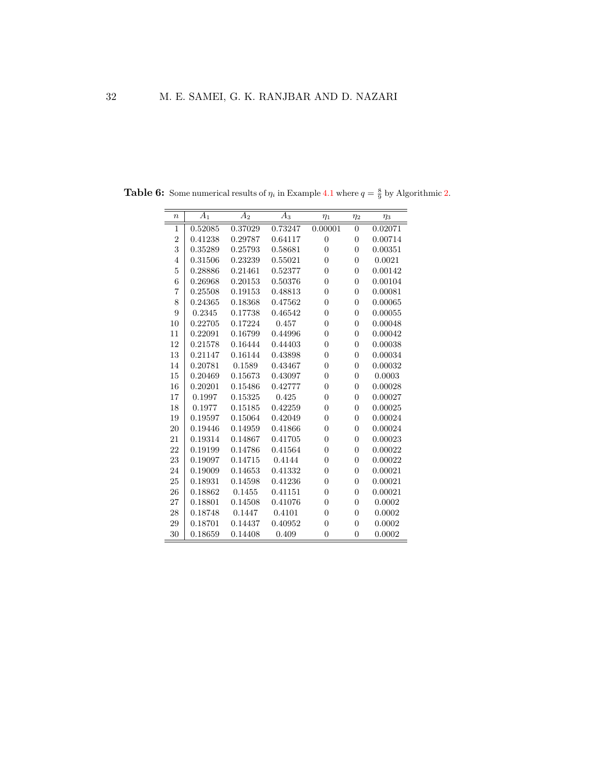**Table 6:** Some numerical results of $\eta_i$ in Example 4.1 where $q = \frac{8}{9}$ by Algorithmic 2.

| $n$ | $A_1$ | $A_2$ | $A_3$ | $\eta_1$ | $\eta_2$ | $\eta_3$ |
|---|---|---|---|---|---|---|
| 1 | 0.52085 | 0.37029 | 0.73247 | 0.00001 | 0 | 0.02071 |
| 2 | 0.41238 | 0.29787 | 0.64117 | 0 | 0 | 0.00714 |
| 3 | 0.35289 | 0.25793 | 0.58681 | 0 | 0 | 0.00351 |
| 4 | 0.31506 | 0.23239 | 0.55021 | 0 | 0 | 0.0021 |
| 5 | 0.28886 | 0.21461 | 0.52377 | 0 | 0 | 0.00142 |
| 6 | 0.26968 | 0.20153 | 0.50376 | 0 | 0 | 0.00104 |
| 7 | 0.25508 | 0.19153 | 0.48813 | 0 | 0 | 0.00081 |
| 8 | 0.24365 | 0.18368 | 0.47562 | 0 | 0 | 0.00065 |
| 9 | 0.2345 | 0.17738 | 0.46542 | 0 | 0 | 0.00055 |
| 10 | 0.22705 | 0.17224 | 0.457 | 0 | 0 | 0.00048 |
| 11 | 0.22091 | 0.16799 | 0.44996 | 0 | 0 | 0.00042 |
| 12 | 0.21578 | 0.16444 | 0.44403 | 0 | 0 | 0.00038 |
| 13 | 0.21147 | 0.16144 | 0.43898 | 0 | 0 | 0.00034 |
| 14 | 0.20781 | 0.1589 | 0.43467 | 0 | 0 | 0.00032 |
| 15 | 0.20469 | 0.15673 | 0.43097 | 0 | 0 | 0.0003 |
| 16 | 0.20201 | 0.15486 | 0.42777 | 0 | 0 | 0.00028 |
| 17 | 0.1997 | 0.15325 | 0.425 | 0 | 0 | 0.00027 |
| 18 | 0.1977 | 0.15185 | 0.42259 | 0 | 0 | 0.00025 |
| 19 | 0.19597 | 0.15064 | 0.42049 | 0 | 0 | 0.00024 |
| 20 | 0.19446 | 0.14959 | 0.41866 | 0 | 0 | 0.00024 |
| 21 | 0.19314 | 0.14867 | 0.41705 | 0 | 0 | 0.00023 |
| 22 | 0.19199 | 0.14786 | 0.41564 | 0 | 0 | 0.00022 |
| 23 | 0.19097 | 0.14715 | 0.4144 | 0 | 0 | 0.00022 |
| 24 | 0.19009 | 0.14653 | 0.41332 | 0 | 0 | 0.00021 |
| 25 | 0.18931 | 0.14598 | 0.41236 | 0 | 0 | 0.00021 |
| 26 | 0.18862 | 0.1455 | 0.41151 | 0 | 0 | 0.00021 |
| 27 | 0.18801 | 0.14508 | 0.41076 | 0 | 0 | 0.0002 |
| 28 | 0.18748 | 0.1447 | 0.4101 | 0 | 0 | 0.0002 |
| 29 | 0.18701 | 0.14437 | 0.40952 | 0 | 0 | 0.0002 |
| 30 | 0.18659 | 0.14408 | 0.409 | 0 | 0 | 0.0002 |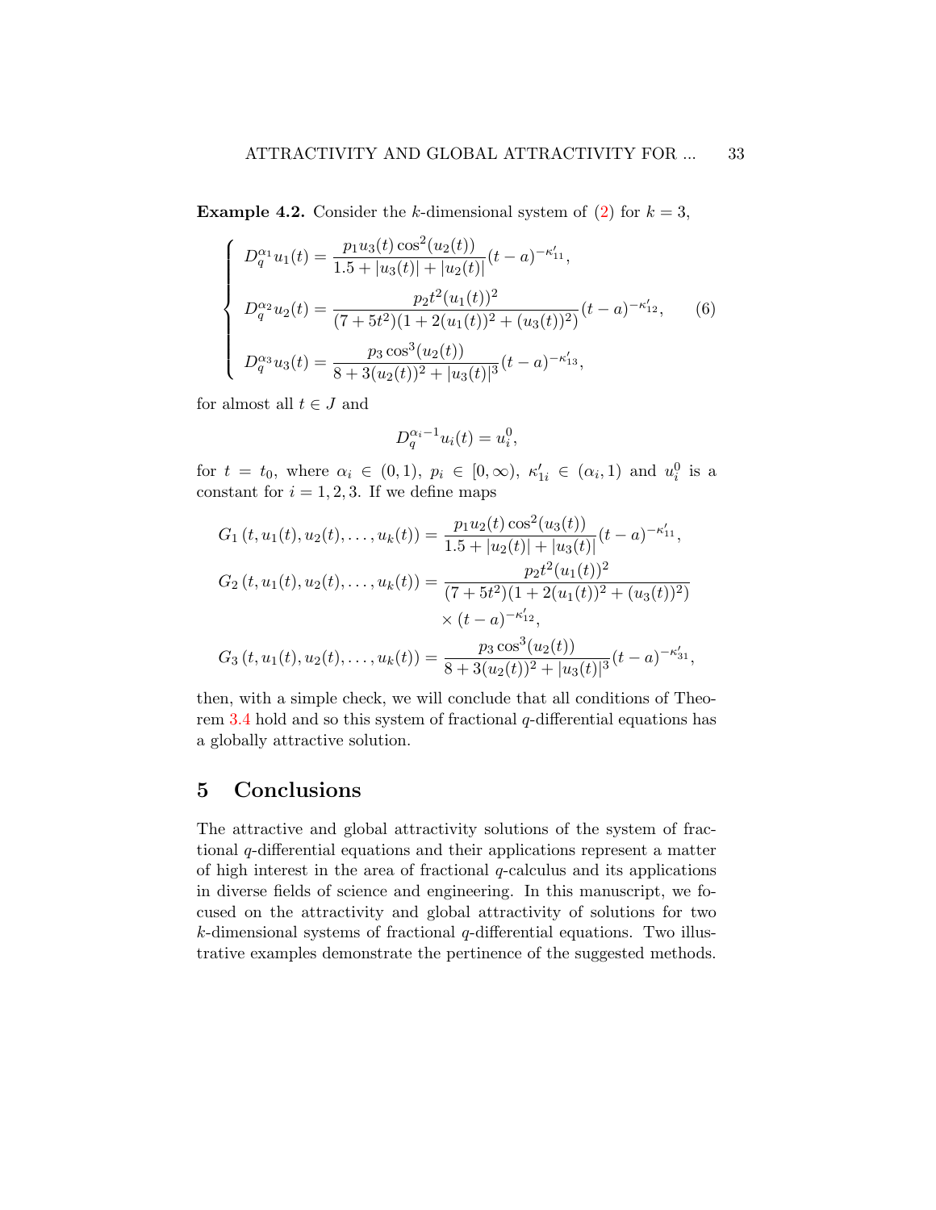**Example 4.2.** Consider the $k$-dimensional system of (2) for $k = 3$,

$$
\begin{cases}
D_q^{\alpha_1} u_1(t) = \dfrac{p_1 u_3(t) \cos^2(u_2(t))}{1.5 + |u_3(t)| + |u_2(t)|} (t-a)^{-\kappa'_{11}}, \\[2ex]
D_q^{\alpha_2} u_2(t) = \dfrac{p_2 t^2 (u_1(t))^2}{(7+5t^2)(1 + 2(u_1(t))^2 + (u_3(t))^2)} (t-a)^{-\kappa'_{12}}, \\[2ex]
D_q^{\alpha_3} u_3(t) = \dfrac{p_3 \cos^3(u_2(t))}{8 + 3(u_2(t))^2 + |u_3(t)|^3} (t-a)^{-\kappa'_{13}},
\end{cases}
\tag{6}
$$

for almost all $t \in J$ and

$$
D_q^{\alpha_i - 1} u_i(t) = u_i^0,
$$

for $t = t_0$, where $\alpha_i \in (0,1)$, $p_i \in [0, \infty)$, $\kappa'_{1i} \in (\alpha_i, 1)$ and $u_i^0$ is a constant for $i = 1, 2, 3$. If we define maps

$$
\begin{aligned}
G_1(t, u_1(t), u_2(t), \ldots, u_k(t)) &= \frac{p_1 u_2(t) \cos^2(u_3(t))}{1.5 + |u_2(t)| + |u_3(t)|} (t-a)^{-\kappa'_{11}}, \\
G_2(t, u_1(t), u_2(t), \ldots, u_k(t)) &= \frac{p_2 t^2 (u_1(t))^2}{(7+5t^2)(1 + 2(u_1(t))^2 + (u_3(t))^2)} \\
&\quad \times (t-a)^{-\kappa'_{12}}, \\
G_3(t, u_1(t), u_2(t), \ldots, u_k(t)) &= \frac{p_3 \cos^3(u_2(t))}{8 + 3(u_2(t))^2 + |u_3(t)|^3} (t-a)^{-\kappa'_{31}},
\end{aligned}
$$

then, with a simple check, we will conclude that all conditions of Theorem 3.4 hold and so this system of fractional $q$-differential equations has a globally attractive solution.

## 5 Conclusions

The attractive and global attractivity solutions of the system of fractional $q$-differential equations and their applications represent a matter of high interest in the area of fractional $q$-calculus and its applications in diverse fields of science and engineering. In this manuscript, we focused on the attractivity and global attractivity of solutions for two $k$-dimensional systems of fractional $q$-differential equations. Two illustrative examples demonstrate the pertinence of the suggested methods.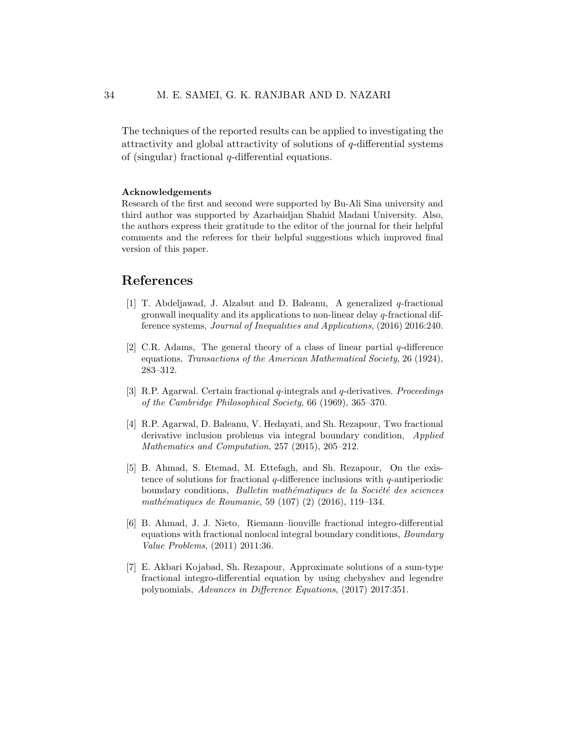The techniques of the reported results can be applied to investigating the attractivity and global attractivity of solutions of $q$-differential systems of (singular) fractional $q$-differential equations.

**Acknowledgements**

Research of the first and second were supported by Bu-Ali Sina university and third author was supported by Azarbaidjan Shahid Madani University. Also, the authors express their gratitude to the editor of the journal for their helpful comments and the referees for their helpful suggestions which improved final version of this paper.

# References

[1] T. Abdeljawad, J. Alzabut and D. Baleanu, A generalized $q$-fractional gronwall inequality and its applications to non-linear delay $q$-fractional difference systems, *Journal of Inequalities and Applications*, (2016) 2016:240.

[2] C.R. Adams, The general theory of a class of linear partial $q$-difference equations, *Transactions of the American Mathematical Society*, 26 (1924), 283–312.

[3] R.P. Agarwal. Certain fractional $q$-integrals and $q$-derivatives. *Proceedings of the Cambridge Philosophical Society*, 66 (1969), 365–370.

[4] R.P. Agarwal, D. Baleanu, V. Hedayati, and Sh. Rezapour, Two fractional derivative inclusion problems via integral boundary condition, *Applied Mathematics and Computation*, 257 (2015), 205–212.

[5] B. Ahmad, S. Etemad, M. Ettefagh, and Sh. Rezapour, On the existence of solutions for fractional $q$-difference inclusions with $q$-antiperiodic boundary conditions, *Bulletin mathématiques de la Société des sciences mathématiques de Roumanie*, 59 (107) (2) (2016), 119–134.

[6] B. Ahmad, J. J. Nieto, Riemann–liouville fractional integro-differential equations with fractional nonlocal integral boundary conditions, *Boundary Value Problems*, (2011) 2011:36.

[7] E. Akbari Kojabad, Sh. Rezapour, Approximate solutions of a sum-type fractional integro-differential equation by using chebyshev and legendre polynomials, *Advances in Difference Equations*, (2017) 2017:351.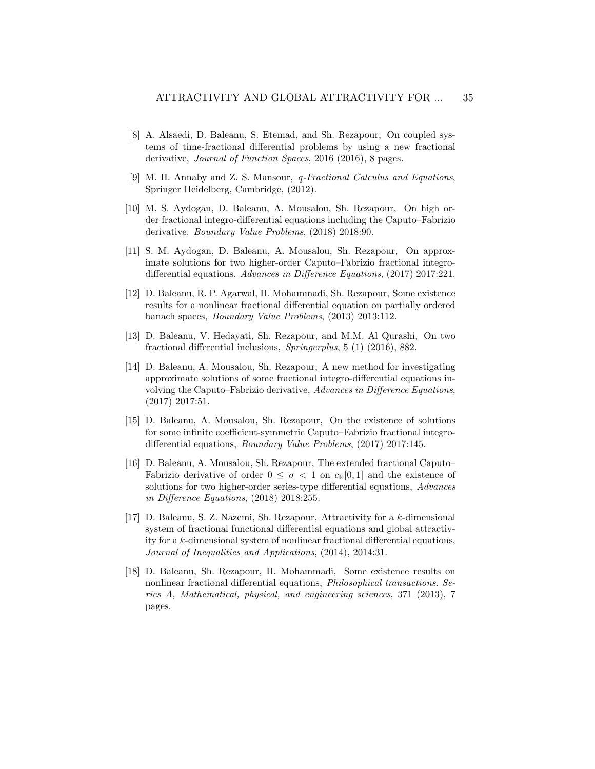[8] A. Alsaedi, D. Baleanu, S. Etemad, and Sh. Rezapour, On coupled systems of time-fractional differential problems by using a new fractional derivative, *Journal of Function Spaces*, 2016 (2016), 8 pages.

[9] M. H. Annaby and Z. S. Mansour, *q-Fractional Calculus and Equations*, Springer Heidelberg, Cambridge, (2012).

[10] M. S. Aydogan, D. Baleanu, A. Mousalou, Sh. Rezapour, On high order fractional integro-differential equations including the Caputo–Fabrizio derivative. *Boundary Value Problems*, (2018) 2018:90.

[11] S. M. Aydogan, D. Baleanu, A. Mousalou, Sh. Rezapour, On approximate solutions for two higher-order Caputo–Fabrizio fractional integro-differential equations. *Advances in Difference Equations*, (2017) 2017:221.

[12] D. Baleanu, R. P. Agarwal, H. Mohammadi, Sh. Rezapour, Some existence results for a nonlinear fractional differential equation on partially ordered banach spaces, *Boundary Value Problems*, (2013) 2013:112.

[13] D. Baleanu, V. Hedayati, Sh. Rezapour, and M.M. Al Qurashi, On two fractional differential inclusions, *Springerplus*, 5 (1) (2016), 882.

[14] D. Baleanu, A. Mousalou, Sh. Rezapour, A new method for investigating approximate solutions of some fractional integro-differential equations involving the Caputo–Fabrizio derivative, *Advances in Difference Equations*, (2017) 2017:51.

[15] D. Baleanu, A. Mousalou, Sh. Rezapour, On the existence of solutions for some infinite coefficient-symmetric Caputo–Fabrizio fractional integro-differential equations, *Boundary Value Problems*, (2017) 2017:145.

[16] D. Baleanu, A. Mousalou, Sh. Rezapour, The extended fractional Caputo–Fabrizio derivative of order $0 \leq \sigma < 1$ on $c_{\mathbb{R}}[0,1]$ and the existence of solutions for two higher-order series-type differential equations, *Advances in Difference Equations*, (2018) 2018:255.

[17] D. Baleanu, S. Z. Nazemi, Sh. Rezapour, Attractivity for a $k$-dimensional system of fractional functional differential equations and global attractivity for a $k$-dimensional system of nonlinear fractional differential equations, *Journal of Inequalities and Applications*, (2014), 2014:31.

[18] D. Baleanu, Sh. Rezapour, H. Mohammadi, Some existence results on nonlinear fractional differential equations, *Philosophical transactions. Series A, Mathematical, physical, and engineering sciences*, 371 (2013), 7 pages.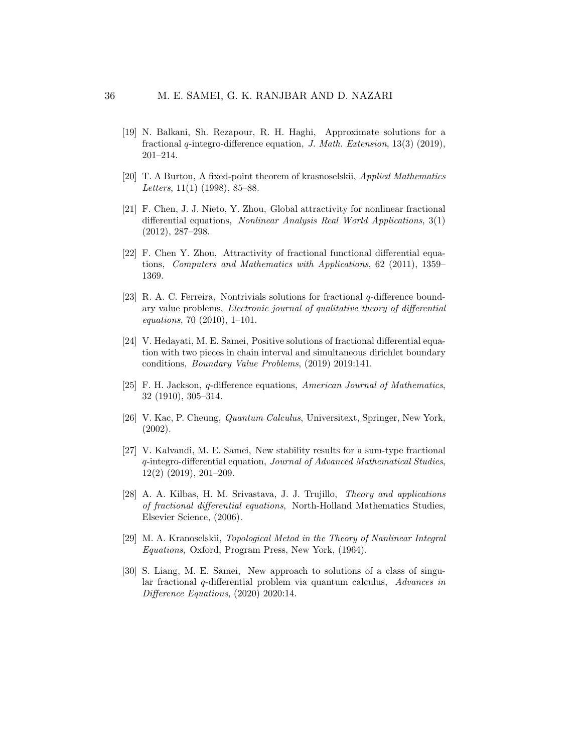[19] N. Balkani, Sh. Rezapour, R. H. Haghi, Approximate solutions for a fractional $q$-integro-difference equation, *J. Math. Extension*, 13(3) (2019), 201–214.

[20] T. A Burton, A fixed-point theorem of krasnoselskii, *Applied Mathematics Letters*, 11(1) (1998), 85–88.

[21] F. Chen, J. J. Nieto, Y. Zhou, Global attractivity for nonlinear fractional differential equations, *Nonlinear Analysis Real World Applications*, 3(1) (2012), 287–298.

[22] F. Chen Y. Zhou, Attractivity of fractional functional differential equations, *Computers and Mathematics with Applications*, 62 (2011), 1359–1369.

[23] R. A. C. Ferreira, Nontrivials solutions for fractional $q$-difference boundary value problems, *Electronic journal of qualitative theory of differential equations*, 70 (2010), 1–101.

[24] V. Hedayati, M. E. Samei, Positive solutions of fractional differential equation with two pieces in chain interval and simultaneous dirichlet boundary conditions, *Boundary Value Problems*, (2019) 2019:141.

[25] F. H. Jackson, $q$-difference equations, *American Journal of Mathematics*, 32 (1910), 305–314.

[26] V. Kac, P. Cheung, *Quantum Calculus*, Universitext, Springer, New York, (2002).

[27] V. Kalvandi, M. E. Samei, New stability results for a sum-type fractional $q$-integro-differential equation, *Journal of Advanced Mathematical Studies*, 12(2) (2019), 201–209.

[28] A. A. Kilbas, H. M. Srivastava, J. J. Trujillo, *Theory and applications of fractional differential equations*, North-Holland Mathematics Studies, Elsevier Science, (2006).

[29] M. A. Kranoselskii, *Topological Metod in the Theory of Nanlinear Integral Equations*, Oxford, Program Press, New York, (1964).

[30] S. Liang, M. E. Samei, New approach to solutions of a class of singular fractional $q$-differential problem via quantum calculus, *Advances in Difference Equations*, (2020) 2020:14.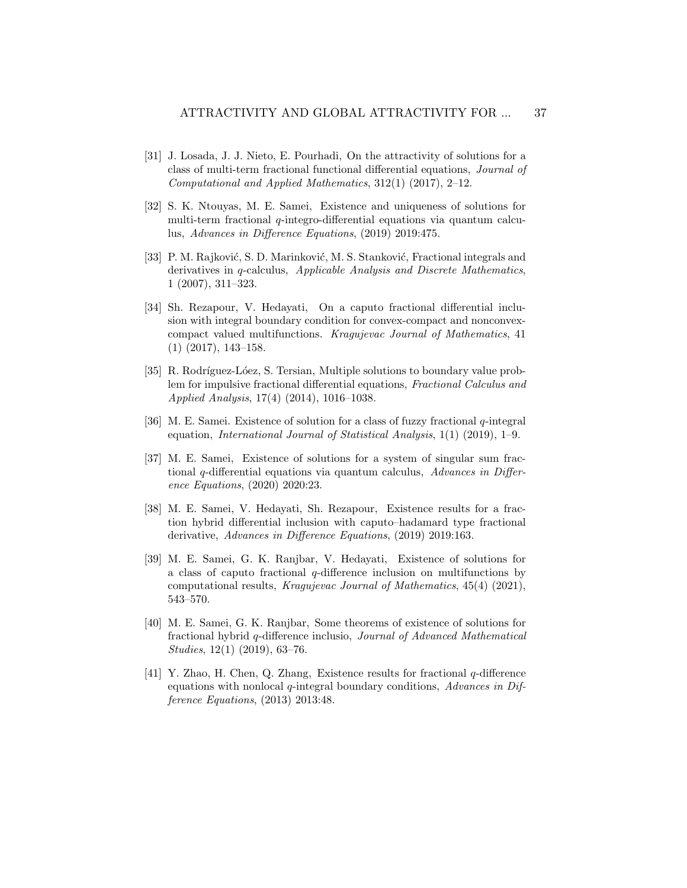[31] J. Losada, J. J. Nieto, E. Pourhadi, On the attractivity of solutions for a class of multi-term fractional functional differential equations, *Journal of Computational and Applied Mathematics*, 312(1) (2017), 2–12.

[32] S. K. Ntouyas, M. E. Samei, Existence and uniqueness of solutions for multi-term fractional $q$-integro-differential equations via quantum calculus, *Advances in Difference Equations*, (2019) 2019:475.

[33] P. M. Rajković, S. D. Marinković, M. S. Stanković, Fractional integrals and derivatives in $q$-calculus, *Applicable Analysis and Discrete Mathematics*, 1 (2007), 311–323.

[34] Sh. Rezapour, V. Hedayati, On a caputo fractional differential inclusion with integral boundary condition for convex-compact and nonconvex-compact valued multifunctions. *Kragujevac Journal of Mathematics*, 41 (1) (2017), 143–158.

[35] R. Rodríguez-Lóez, S. Tersian, Multiple solutions to boundary value problem for impulsive fractional differential equations, *Fractional Calculus and Applied Analysis*, 17(4) (2014), 1016–1038.

[36] M. E. Samei. Existence of solution for a class of fuzzy fractional $q$-integral equation, *International Journal of Statistical Analysis*, 1(1) (2019), 1–9.

[37] M. E. Samei, Existence of solutions for a system of singular sum fractional $q$-differential equations via quantum calculus, *Advances in Difference Equations*, (2020) 2020:23.

[38] M. E. Samei, V. Hedayati, Sh. Rezapour, Existence results for a fraction hybrid differential inclusion with caputo–hadamard type fractional derivative, *Advances in Difference Equations*, (2019) 2019:163.

[39] M. E. Samei, G. K. Ranjbar, V. Hedayati, Existence of solutions for a class of caputo fractional $q$-difference inclusion on multifunctions by computational results, *Kragujevac Journal of Mathematics*, 45(4) (2021), 543–570.

[40] M. E. Samei, G. K. Ranjbar, Some theorems of existence of solutions for fractional hybrid $q$-difference inclusio, *Journal of Advanced Mathematical Studies*, 12(1) (2019), 63–76.

[41] Y. Zhao, H. Chen, Q. Zhang, Existence results for fractional $q$-difference equations with nonlocal $q$-integral boundary conditions, *Advances in Difference Equations*, (2013) 2013:48.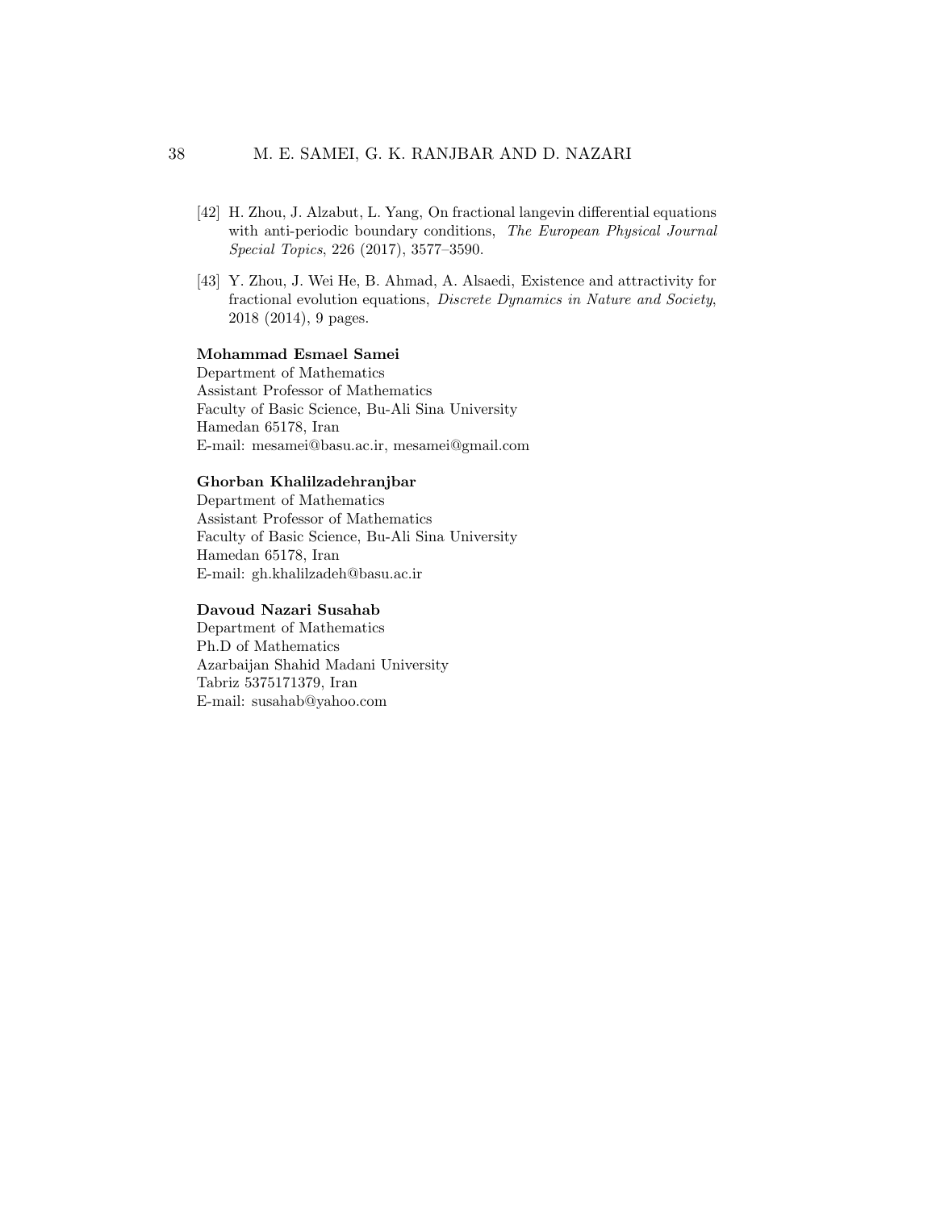[42] H. Zhou, J. Alzabut, L. Yang, On fractional langevin differential equations with anti-periodic boundary conditions, *The European Physical Journal Special Topics*, 226 (2017), 3577–3590.

[43] Y. Zhou, J. Wei He, B. Ahmad, A. Alsaedi, Existence and attractivity for fractional evolution equations, *Discrete Dynamics in Nature and Society*, 2018 (2014), 9 pages.

**Mohammad Esmael Samei**
Department of Mathematics
Assistant Professor of Mathematics
Faculty of Basic Science, Bu-Ali Sina University
Hamedan 65178, Iran
E-mail: mesamei@basu.ac.ir, mesamei@gmail.com

**Ghorban Khalilzadehranjbar**
Department of Mathematics
Assistant Professor of Mathematics
Faculty of Basic Science, Bu-Ali Sina University
Hamedan 65178, Iran
E-mail: gh.khalilzadeh@basu.ac.ir

**Davoud Nazari Susahab**
Department of Mathematics
Ph.D of Mathematics
Azarbaijan Shahid Madani University
Tabriz 5375171379, Iran
E-mail: susahab@yahoo.com